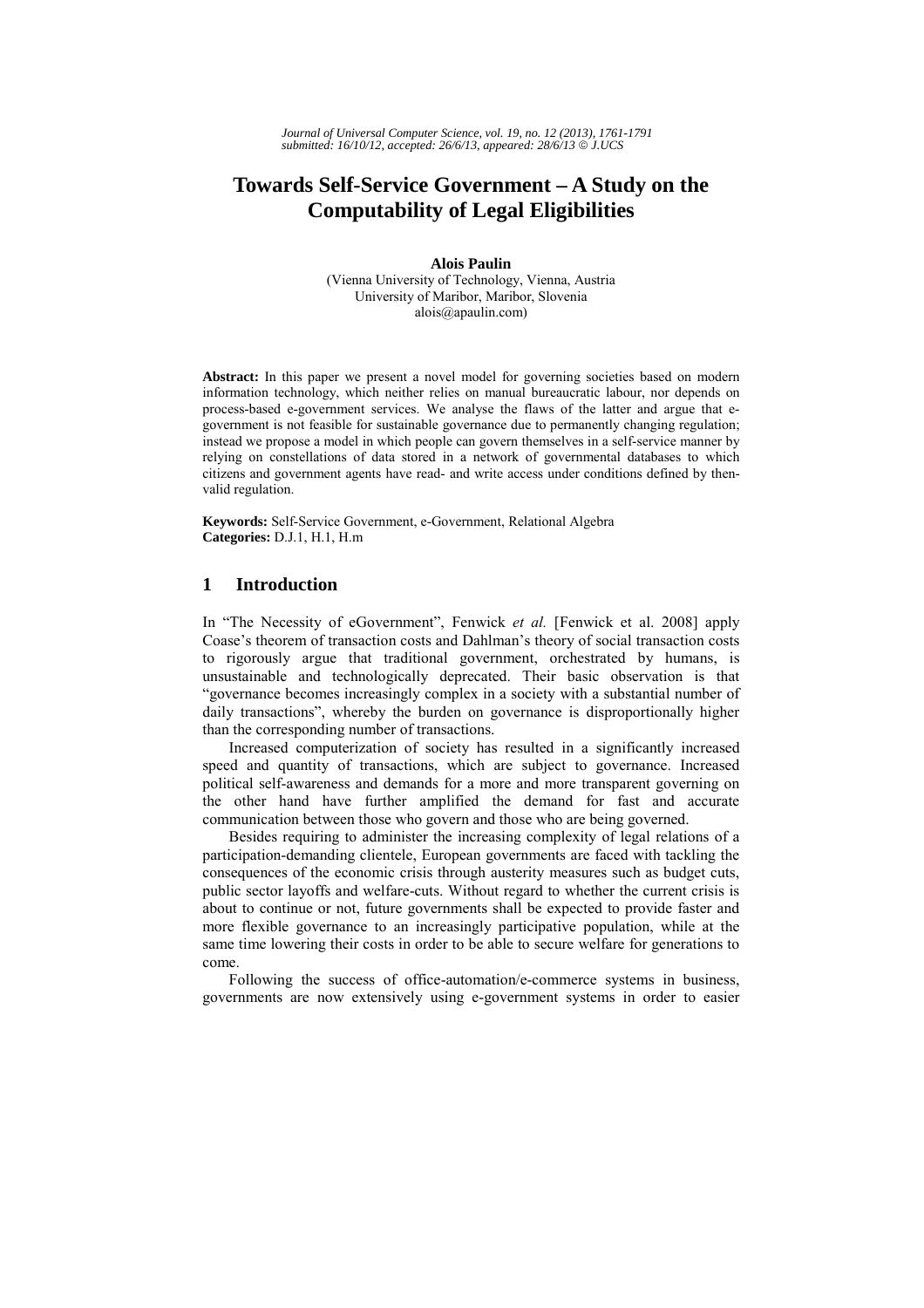# Towards Self-Service Government – A Study on the Computability of Legal Eligibilities

**Alois Paulin**

(Vienna University of Technology, Vienna, Austria
University of Maribor, Maribor, Slovenia
alois@apaulin.com)

**Abstract:** In this paper we present a novel model for governing societies based on modern information technology, which neither relies on manual bureaucratic labour, nor depends on process-based e-government services. We analyse the flaws of the latter and argue that e-government is not feasible for sustainable governance due to permanently changing regulation; instead we propose a model in which people can govern themselves in a self-service manner by relying on constellations of data stored in a network of governmental databases to which citizens and government agents have read- and write access under conditions defined by then-valid regulation.

**Keywords:** Self-Service Government, e-Government, Relational Algebra
**Categories:** D.J.1, H.1, H.m

## 1 Introduction

In "The Necessity of eGovernment", Fenwick *et al.* [Fenwick et al. 2008] apply Coase's theorem of transaction costs and Dahlman's theory of social transaction costs to rigorously argue that traditional government, orchestrated by humans, is unsustainable and technologically deprecated. Their basic observation is that "governance becomes increasingly complex in a society with a substantial number of daily transactions", whereby the burden on governance is disproportionally higher than the corresponding number of transactions.

Increased computerization of society has resulted in a significantly increased speed and quantity of transactions, which are subject to governance. Increased political self-awareness and demands for a more and more transparent governing on the other hand have further amplified the demand for fast and accurate communication between those who govern and those who are being governed.

Besides requiring to administer the increasing complexity of legal relations of a participation-demanding clientele, European governments are faced with tackling the consequences of the economic crisis through austerity measures such as budget cuts, public sector layoffs and welfare-cuts. Without regard to whether the current crisis is about to continue or not, future governments shall be expected to provide faster and more flexible governance to an increasingly participative population, while at the same time lowering their costs in order to be able to secure welfare for generations to come.

Following the success of office-automation/e-commerce systems in business, governments are now extensively using e-government systems in order to easier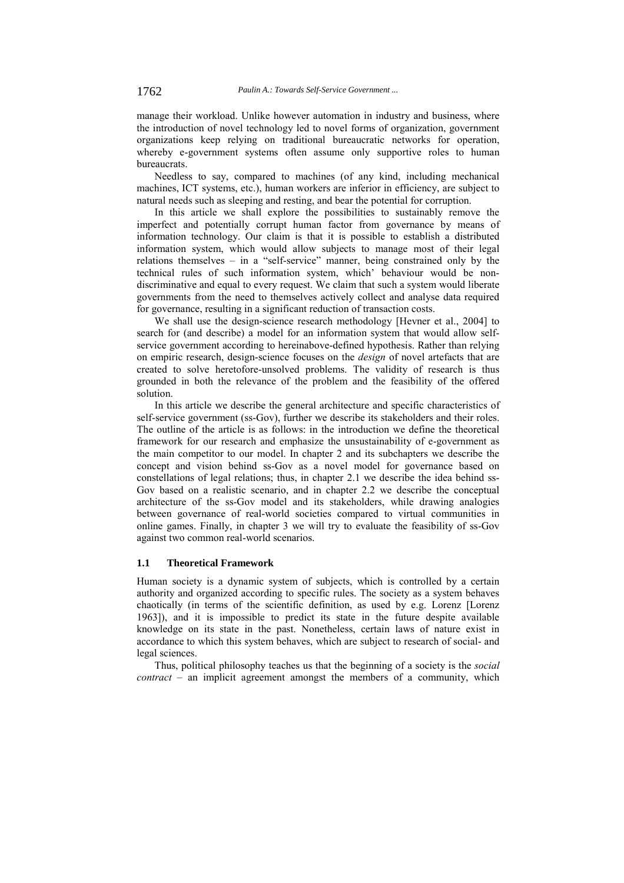manage their workload. Unlike however automation in industry and business, where the introduction of novel technology led to novel forms of organization, government organizations keep relying on traditional bureaucratic networks for operation, whereby e-government systems often assume only supportive roles to human bureaucrats.

Needless to say, compared to machines (of any kind, including mechanical machines, ICT systems, etc.), human workers are inferior in efficiency, are subject to natural needs such as sleeping and resting, and bear the potential for corruption.

In this article we shall explore the possibilities to sustainably remove the imperfect and potentially corrupt human factor from governance by means of information technology. Our claim is that it is possible to establish a distributed information system, which would allow subjects to manage most of their legal relations themselves – in a "self-service" manner, being constrained only by the technical rules of such information system, which' behaviour would be non-discriminative and equal to every request. We claim that such a system would liberate governments from the need to themselves actively collect and analyse data required for governance, resulting in a significant reduction of transaction costs.

We shall use the design-science research methodology [Hevner et al., 2004] to search for (and describe) a model for an information system that would allow self-service government according to hereinabove-defined hypothesis. Rather than relying on empiric research, design-science focuses on the *design* of novel artefacts that are created to solve heretofore-unsolved problems. The validity of research is thus grounded in both the relevance of the problem and the feasibility of the offered solution.

In this article we describe the general architecture and specific characteristics of self-service government (ss-Gov), further we describe its stakeholders and their roles. The outline of the article is as follows: in the introduction we define the theoretical framework for our research and emphasize the unsustainability of e-government as the main competitor to our model. In chapter 2 and its subchapters we describe the concept and vision behind ss-Gov as a novel model for governance based on constellations of legal relations; thus, in chapter 2.1 we describe the idea behind ss-Gov based on a realistic scenario, and in chapter 2.2 we describe the conceptual architecture of the ss-Gov model and its stakeholders, while drawing analogies between governance of real-world societies compared to virtual communities in online games. Finally, in chapter 3 we will try to evaluate the feasibility of ss-Gov against two common real-world scenarios.

### 1.1 Theoretical Framework

Human society is a dynamic system of subjects, which is controlled by a certain authority and organized according to specific rules. The society as a system behaves chaotically (in terms of the scientific definition, as used by e.g. Lorenz [Lorenz 1963]), and it is impossible to predict its state in the future despite available knowledge on its state in the past. Nonetheless, certain laws of nature exist in accordance to which this system behaves, which are subject to research of social- and legal sciences.

Thus, political philosophy teaches us that the beginning of a society is the *social contract* – an implicit agreement amongst the members of a community, which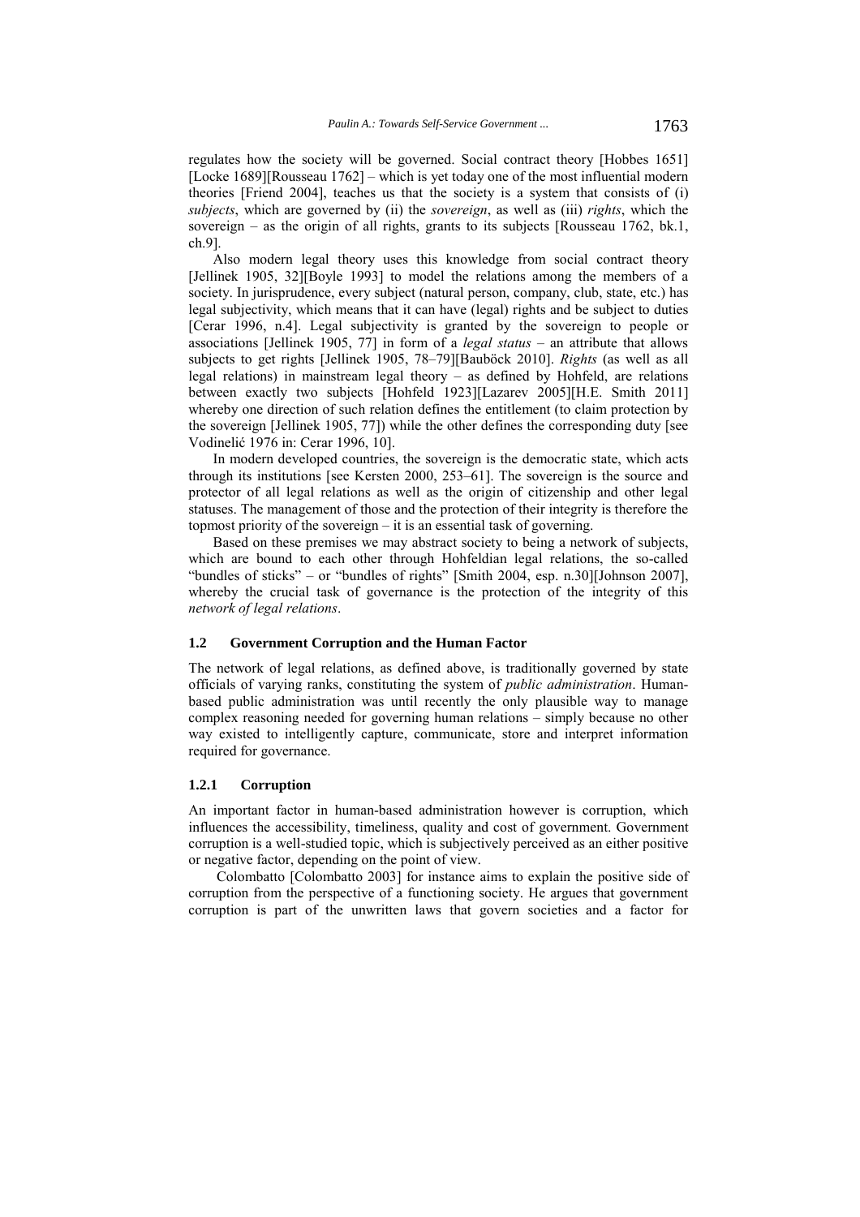regulates how the society will be governed. Social contract theory [Hobbes 1651] [Locke 1689][Rousseau 1762] – which is yet today one of the most influential modern theories [Friend 2004], teaches us that the society is a system that consists of (i) *subjects*, which are governed by (ii) the *sovereign*, as well as (iii) *rights*, which the sovereign – as the origin of all rights, grants to its subjects [Rousseau 1762, bk.1, ch.9].

Also modern legal theory uses this knowledge from social contract theory [Jellinek 1905, 32][Boyle 1993] to model the relations among the members of a society. In jurisprudence, every subject (natural person, company, club, state, etc.) has legal subjectivity, which means that it can have (legal) rights and be subject to duties [Cerar 1996, n.4]. Legal subjectivity is granted by the sovereign to people or associations [Jellinek 1905, 77] in form of a *legal status* – an attribute that allows subjects to get rights [Jellinek 1905, 78–79][Bauböck 2010]. *Rights* (as well as all legal relations) in mainstream legal theory – as defined by Hohfeld, are relations between exactly two subjects [Hohfeld 1923][Lazarev 2005][H.E. Smith 2011] whereby one direction of such relation defines the entitlement (to claim protection by the sovereign [Jellinek 1905, 77]) while the other defines the corresponding duty [see Vodinelić 1976 in: Cerar 1996, 10].

In modern developed countries, the sovereign is the democratic state, which acts through its institutions [see Kersten 2000, 253–61]. The sovereign is the source and protector of all legal relations as well as the origin of citizenship and other legal statuses. The management of those and the protection of their integrity is therefore the topmost priority of the sovereign – it is an essential task of governing.

Based on these premises we may abstract society to being a network of subjects, which are bound to each other through Hohfeldian legal relations, the so-called "bundles of sticks" – or "bundles of rights" [Smith 2004, esp. n.30][Johnson 2007], whereby the crucial task of governance is the protection of the integrity of this *network of legal relations*.

### 1.2 Government Corruption and the Human Factor

The network of legal relations, as defined above, is traditionally governed by state officials of varying ranks, constituting the system of *public administration*. Human-based public administration was until recently the only plausible way to manage complex reasoning needed for governing human relations – simply because no other way existed to intelligently capture, communicate, store and interpret information required for governance.

#### 1.2.1 Corruption

An important factor in human-based administration however is corruption, which influences the accessibility, timeliness, quality and cost of government. Government corruption is a well-studied topic, which is subjectively perceived as an either positive or negative factor, depending on the point of view.

Colombatto [Colombatto 2003] for instance aims to explain the positive side of corruption from the perspective of a functioning society. He argues that government corruption is part of the unwritten laws that govern societies and a factor for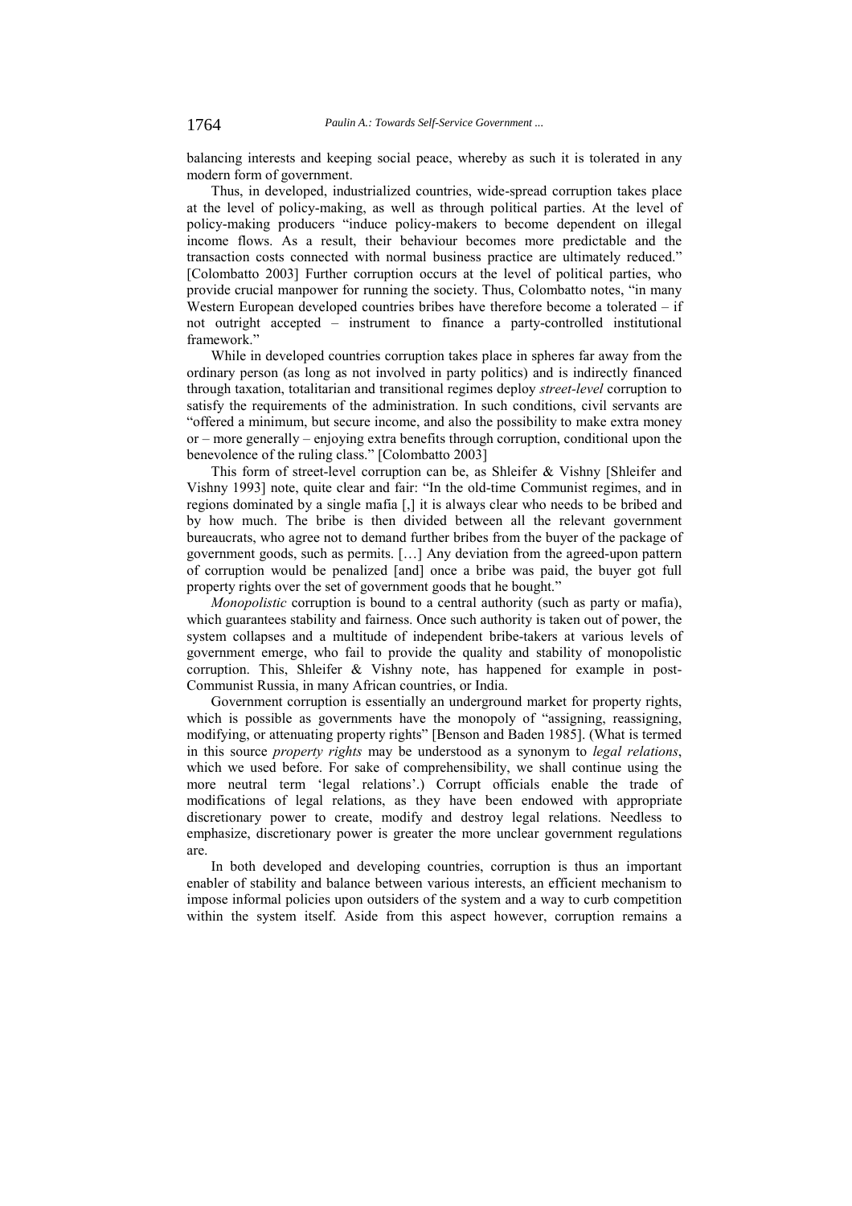balancing interests and keeping social peace, whereby as such it is tolerated in any modern form of government.

Thus, in developed, industrialized countries, wide-spread corruption takes place at the level of policy-making, as well as through political parties. At the level of policy-making producers "induce policy-makers to become dependent on illegal income flows. As a result, their behaviour becomes more predictable and the transaction costs connected with normal business practice are ultimately reduced." [Colombatto 2003] Further corruption occurs at the level of political parties, who provide crucial manpower for running the society. Thus, Colombatto notes, "in many Western European developed countries bribes have therefore become a tolerated – if not outright accepted – instrument to finance a party-controlled institutional framework."

While in developed countries corruption takes place in spheres far away from the ordinary person (as long as not involved in party politics) and is indirectly financed through taxation, totalitarian and transitional regimes deploy *street-level* corruption to satisfy the requirements of the administration. In such conditions, civil servants are "offered a minimum, but secure income, and also the possibility to make extra money or – more generally – enjoying extra benefits through corruption, conditional upon the benevolence of the ruling class." [Colombatto 2003]

This form of street-level corruption can be, as Shleifer & Vishny [Shleifer and Vishny 1993] note, quite clear and fair: "In the old-time Communist regimes, and in regions dominated by a single mafia [,] it is always clear who needs to be bribed and by how much. The bribe is then divided between all the relevant government bureaucrats, who agree not to demand further bribes from the buyer of the package of government goods, such as permits. […] Any deviation from the agreed-upon pattern of corruption would be penalized [and] once a bribe was paid, the buyer got full property rights over the set of government goods that he bought."

*Monopolistic* corruption is bound to a central authority (such as party or mafia), which guarantees stability and fairness. Once such authority is taken out of power, the system collapses and a multitude of independent bribe-takers at various levels of government emerge, who fail to provide the quality and stability of monopolistic corruption. This, Shleifer & Vishny note, has happened for example in post-Communist Russia, in many African countries, or India.

Government corruption is essentially an underground market for property rights, which is possible as governments have the monopoly of "assigning, reassigning, modifying, or attenuating property rights" [Benson and Baden 1985]. (What is termed in this source *property rights* may be understood as a synonym to *legal relations*, which we used before. For sake of comprehensibility, we shall continue using the more neutral term 'legal relations'.) Corrupt officials enable the trade of modifications of legal relations, as they have been endowed with appropriate discretionary power to create, modify and destroy legal relations. Needless to emphasize, discretionary power is greater the more unclear government regulations are.

In both developed and developing countries, corruption is thus an important enabler of stability and balance between various interests, an efficient mechanism to impose informal policies upon outsiders of the system and a way to curb competition within the system itself. Aside from this aspect however, corruption remains a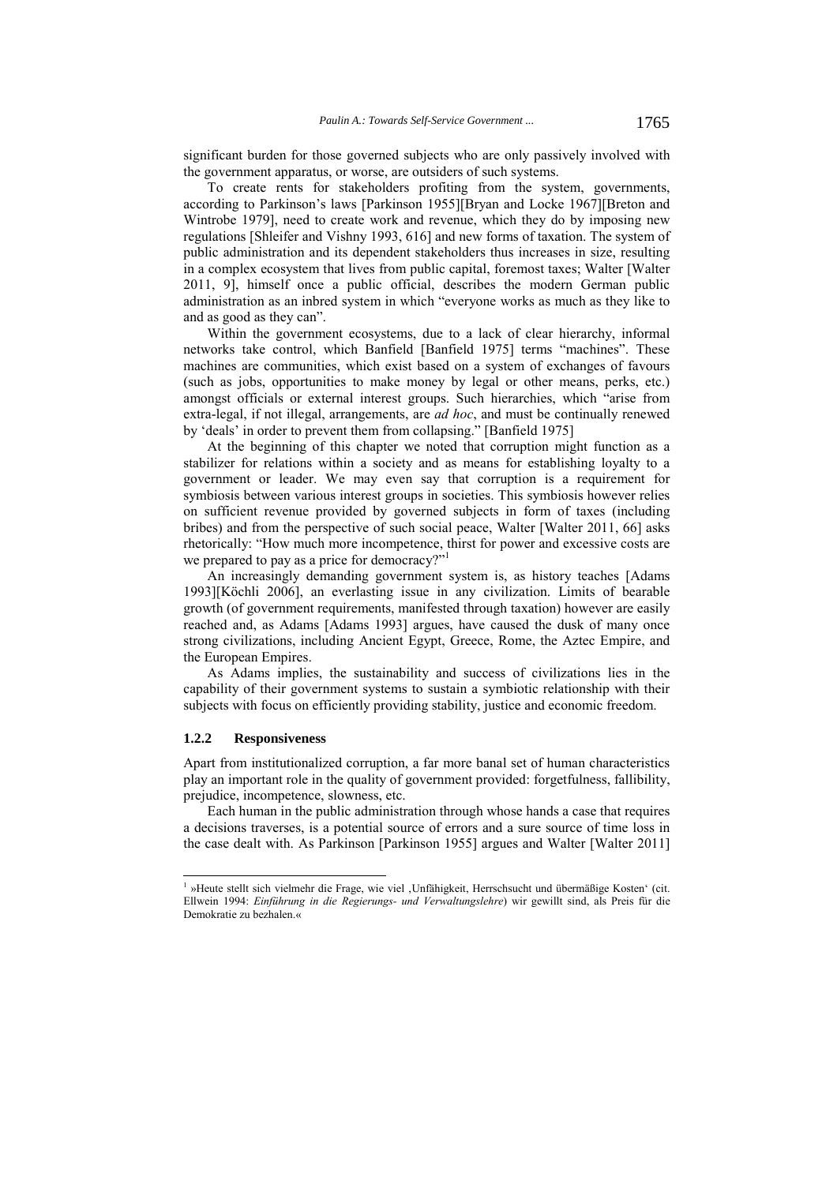significant burden for those governed subjects who are only passively involved with the government apparatus, or worse, are outsiders of such systems.

To create rents for stakeholders profiting from the system, governments, according to Parkinson's laws [Parkinson 1955][Bryan and Locke 1967][Breton and Wintrobe 1979], need to create work and revenue, which they do by imposing new regulations [Shleifer and Vishny 1993, 616] and new forms of taxation. The system of public administration and its dependent stakeholders thus increases in size, resulting in a complex ecosystem that lives from public capital, foremost taxes; Walter [Walter 2011, 9], himself once a public official, describes the modern German public administration as an inbred system in which "everyone works as much as they like to and as good as they can".

Within the government ecosystems, due to a lack of clear hierarchy, informal networks take control, which Banfield [Banfield 1975] terms "machines". These machines are communities, which exist based on a system of exchanges of favours (such as jobs, opportunities to make money by legal or other means, perks, etc.) amongst officials or external interest groups. Such hierarchies, which "arise from extra-legal, if not illegal, arrangements, are *ad hoc*, and must be continually renewed by 'deals' in order to prevent them from collapsing." [Banfield 1975]

At the beginning of this chapter we noted that corruption might function as a stabilizer for relations within a society and as means for establishing loyalty to a government or leader. We may even say that corruption is a requirement for symbiosis between various interest groups in societies. This symbiosis however relies on sufficient revenue provided by governed subjects in form of taxes (including bribes) and from the perspective of such social peace, Walter [Walter 2011, 66] asks rhetorically: "How much more incompetence, thirst for power and excessive costs are we prepared to pay as a price for democracy?"[1]

An increasingly demanding government system is, as history teaches [Adams 1993][Köchli 2006], an everlasting issue in any civilization. Limits of bearable growth (of government requirements, manifested through taxation) however are easily reached and, as Adams [Adams 1993] argues, have caused the dusk of many once strong civilizations, including Ancient Egypt, Greece, Rome, the Aztec Empire, and the European Empires.

As Adams implies, the sustainability and success of civilizations lies in the capability of their government systems to sustain a symbiotic relationship with their subjects with focus on efficiently providing stability, justice and economic freedom.

### 1.2.2 Responsiveness

Apart from institutionalized corruption, a far more banal set of human characteristics play an important role in the quality of government provided: forgetfulness, fallibility, prejudice, incompetence, slowness, etc.

Each human in the public administration through whose hands a case that requires a decisions traverses, is a potential source of errors and a sure source of time loss in the case dealt with. As Parkinson [Parkinson 1955] argues and Walter [Walter 2011]

---

[1] »Heute stellt sich vielmehr die Frage, wie viel ‚Unfähigkeit, Herrschsucht und übermäßige Kosten' (cit. Ellwein 1994: *Einführung in die Regierungs- und Verwaltungslehre*) wir gewillt sind, als Preis für die Demokratie zu bezahlen.«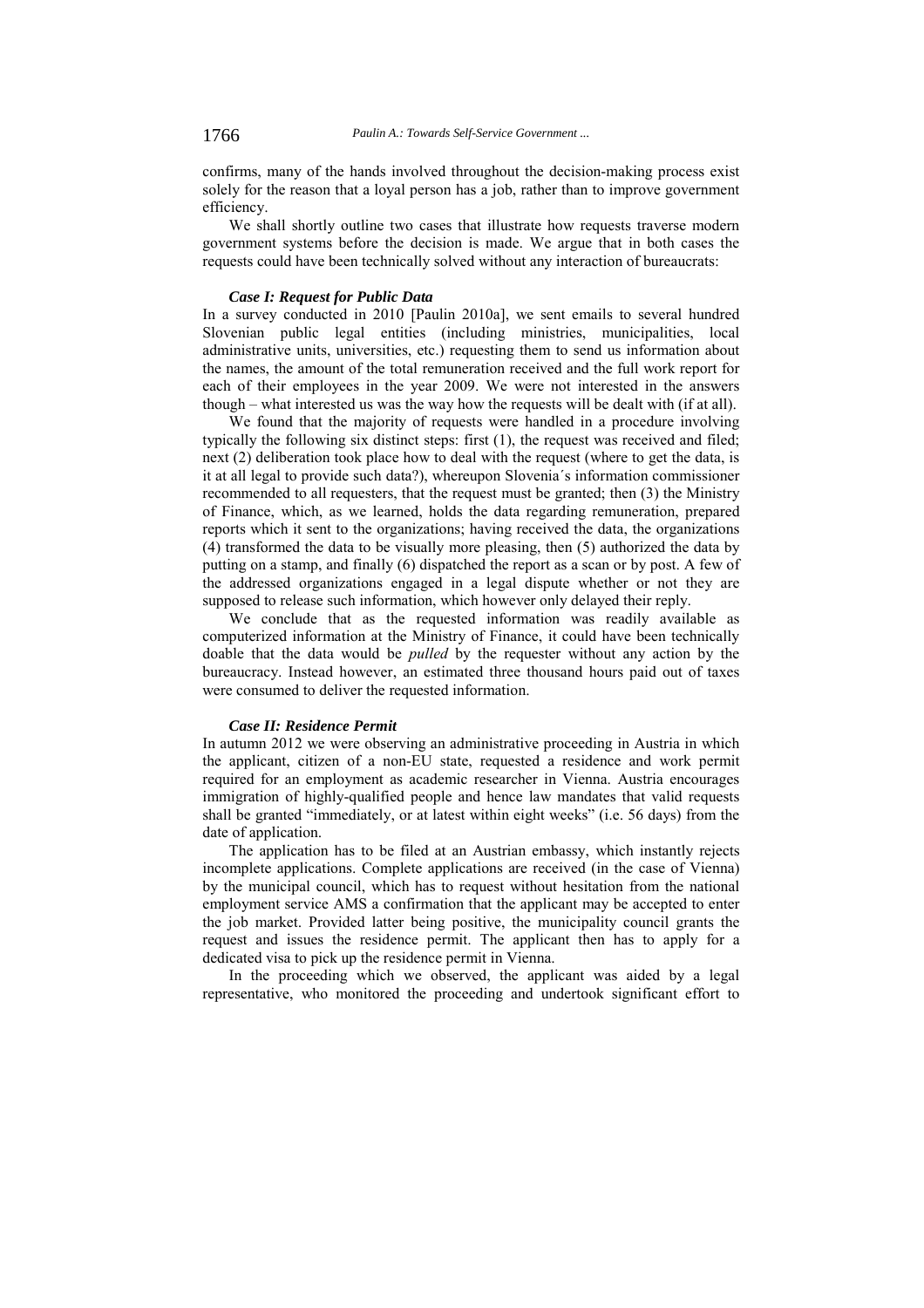confirms, many of the hands involved throughout the decision-making process exist solely for the reason that a loyal person has a job, rather than to improve government efficiency.

We shall shortly outline two cases that illustrate how requests traverse modern government systems before the decision is made. We argue that in both cases the requests could have been technically solved without any interaction of bureaucrats:

***Case I: Request for Public Data***

In a survey conducted in 2010 [Paulin 2010a], we sent emails to several hundred Slovenian public legal entities (including ministries, municipalities, local administrative units, universities, etc.) requesting them to send us information about the names, the amount of the total remuneration received and the full work report for each of their employees in the year 2009. We were not interested in the answers though – what interested us was the way how the requests will be dealt with (if at all).

We found that the majority of requests were handled in a procedure involving typically the following six distinct steps: first (1), the request was received and filed; next (2) deliberation took place how to deal with the request (where to get the data, is it at all legal to provide such data?), whereupon Slovenia´s information commissioner recommended to all requesters, that the request must be granted; then (3) the Ministry of Finance, which, as we learned, holds the data regarding remuneration, prepared reports which it sent to the organizations; having received the data, the organizations (4) transformed the data to be visually more pleasing, then (5) authorized the data by putting on a stamp, and finally (6) dispatched the report as a scan or by post. A few of the addressed organizations engaged in a legal dispute whether or not they are supposed to release such information, which however only delayed their reply.

We conclude that as the requested information was readily available as computerized information at the Ministry of Finance, it could have been technically doable that the data would be *pulled* by the requester without any action by the bureaucracy. Instead however, an estimated three thousand hours paid out of taxes were consumed to deliver the requested information.

***Case II: Residence Permit***

In autumn 2012 we were observing an administrative proceeding in Austria in which the applicant, citizen of a non-EU state, requested a residence and work permit required for an employment as academic researcher in Vienna. Austria encourages immigration of highly-qualified people and hence law mandates that valid requests shall be granted "immediately, or at latest within eight weeks" (i.e. 56 days) from the date of application.

The application has to be filed at an Austrian embassy, which instantly rejects incomplete applications. Complete applications are received (in the case of Vienna) by the municipal council, which has to request without hesitation from the national employment service AMS a confirmation that the applicant may be accepted to enter the job market. Provided latter being positive, the municipality council grants the request and issues the residence permit. The applicant then has to apply for a dedicated visa to pick up the residence permit in Vienna.

In the proceeding which we observed, the applicant was aided by a legal representative, who monitored the proceeding and undertook significant effort to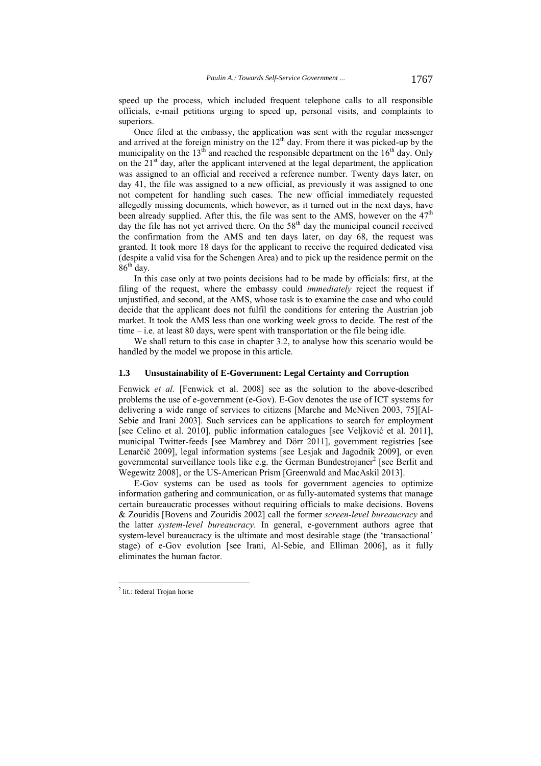speed up the process, which included frequent telephone calls to all responsible officials, e-mail petitions urging to speed up, personal visits, and complaints to superiors.

Once filed at the embassy, the application was sent with the regular messenger and arrived at the foreign ministry on the 12th day. From there it was picked-up by the municipality on the 13th and reached the responsible department on the 16th day. Only on the 21st day, after the applicant intervened at the legal department, the application was assigned to an official and received a reference number. Twenty days later, on day 41, the file was assigned to a new official, as previously it was assigned to one not competent for handling such cases. The new official immediately requested allegedly missing documents, which however, as it turned out in the next days, have been already supplied. After this, the file was sent to the AMS, however on the 47th day the file has not yet arrived there. On the 58th day the municipal council received the confirmation from the AMS and ten days later, on day 68, the request was granted. It took more 18 days for the applicant to receive the required dedicated visa (despite a valid visa for the Schengen Area) and to pick up the residence permit on the 86th day.

In this case only at two points decisions had to be made by officials: first, at the filing of the request, where the embassy could *immediately* reject the request if unjustified, and second, at the AMS, whose task is to examine the case and who could decide that the applicant does not fulfil the conditions for entering the Austrian job market. It took the AMS less than one working week gross to decide. The rest of the time – i.e. at least 80 days, were spent with transportation or the file being idle.

We shall return to this case in chapter 3.2, to analyse how this scenario would be handled by the model we propose in this article.

### 1.3 Unsustainability of E-Government: Legal Certainty and Corruption

Fenwick *et al.* [Fenwick et al. 2008] see as the solution to the above-described problems the use of e-government (e-Gov). E-Gov denotes the use of ICT systems for delivering a wide range of services to citizens [Marche and McNiven 2003, 75][Al-Sebie and Irani 2003]. Such services can be applications to search for employment [see Celino et al. 2010], public information catalogues [see Veljković et al. 2011], municipal Twitter-feeds [see Mambrey and Dörr 2011], government registries [see Lenarčič 2009], legal information systems [see Lesjak and Jagodnik 2009], or even governmental surveillance tools like e.g. the German Bundestrojaner[2] [see Berlit and Wegewitz 2008], or the US-American Prism [Greenwald and MacAskil 2013].

E-Gov systems can be used as tools for government agencies to optimize information gathering and communication, or as fully-automated systems that manage certain bureaucratic processes without requiring officials to make decisions. Bovens & Zouridis [Bovens and Zouridis 2002] call the former *screen-level bureaucracy* and the latter *system-level bureaucracy*. In general, e-government authors agree that system-level bureaucracy is the ultimate and most desirable stage (the 'transactional' stage) of e-Gov evolution [see Irani, Al-Sebie, and Elliman 2006], as it fully eliminates the human factor.

[2] lit.: federal Trojan horse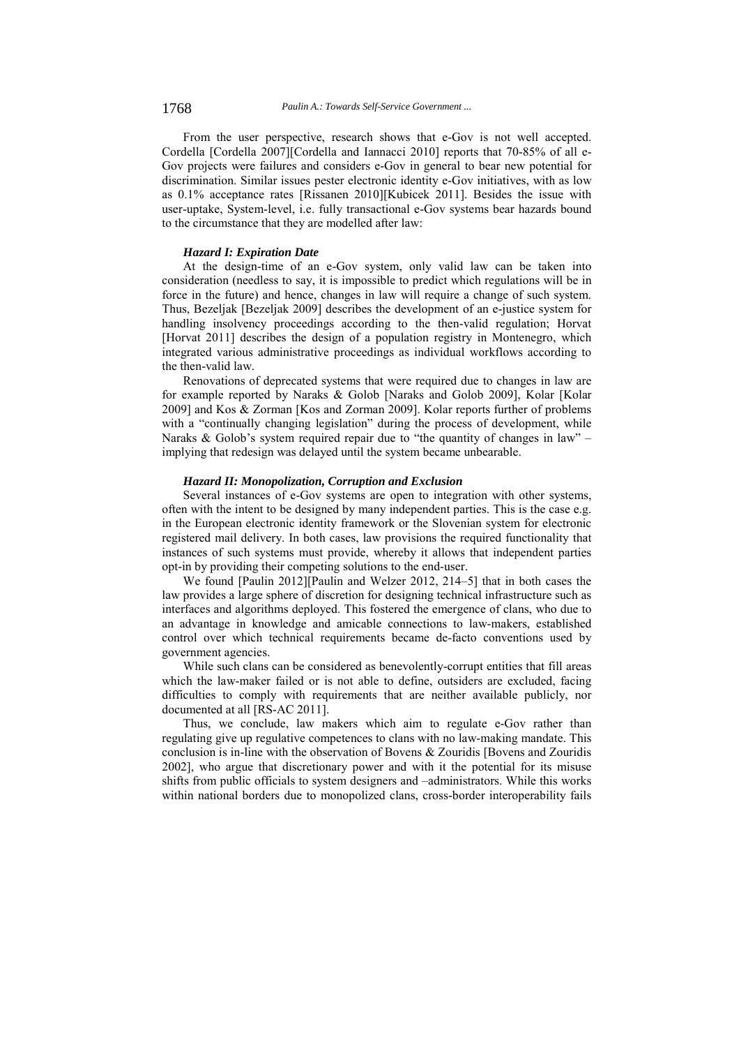From the user perspective, research shows that e-Gov is not well accepted. Cordella [Cordella 2007][Cordella and Iannacci 2010] reports that 70-85% of all e-Gov projects were failures and considers e-Gov in general to bear new potential for discrimination. Similar issues pester electronic identity e-Gov initiatives, with as low as 0.1% acceptance rates [Rissanen 2010][Kubicek 2011]. Besides the issue with user-uptake, System-level, i.e. fully transactional e-Gov systems bear hazards bound to the circumstance that they are modelled after law:

***Hazard I: Expiration Date***

At the design-time of an e-Gov system, only valid law can be taken into consideration (needless to say, it is impossible to predict which regulations will be in force in the future) and hence, changes in law will require a change of such system. Thus, Bezeljak [Bezeljak 2009] describes the development of an e-justice system for handling insolvency proceedings according to the then-valid regulation; Horvat [Horvat 2011] describes the design of a population registry in Montenegro, which integrated various administrative proceedings as individual workflows according to the then-valid law.

Renovations of deprecated systems that were required due to changes in law are for example reported by Naraks & Golob [Naraks and Golob 2009], Kolar [Kolar 2009] and Kos & Zorman [Kos and Zorman 2009]. Kolar reports further of problems with a "continually changing legislation" during the process of development, while Naraks & Golob's system required repair due to "the quantity of changes in law" – implying that redesign was delayed until the system became unbearable.

***Hazard II: Monopolization, Corruption and Exclusion***

Several instances of e-Gov systems are open to integration with other systems, often with the intent to be designed by many independent parties. This is the case e.g. in the European electronic identity framework or the Slovenian system for electronic registered mail delivery. In both cases, law provisions the required functionality that instances of such systems must provide, whereby it allows that independent parties opt-in by providing their competing solutions to the end-user.

We found [Paulin 2012][Paulin and Welzer 2012, 214–5] that in both cases the law provides a large sphere of discretion for designing technical infrastructure such as interfaces and algorithms deployed. This fostered the emergence of clans, who due to an advantage in knowledge and amicable connections to law-makers, established control over which technical requirements became de-facto conventions used by government agencies.

While such clans can be considered as benevolently-corrupt entities that fill areas which the law-maker failed or is not able to define, outsiders are excluded, facing difficulties to comply with requirements that are neither available publicly, nor documented at all [RS-AC 2011].

Thus, we conclude, law makers which aim to regulate e-Gov rather than regulating give up regulative competences to clans with no law-making mandate. This conclusion is in-line with the observation of Bovens & Zouridis [Bovens and Zouridis 2002], who argue that discretionary power and with it the potential for its misuse shifts from public officials to system designers and –administrators. While this works within national borders due to monopolized clans, cross-border interoperability fails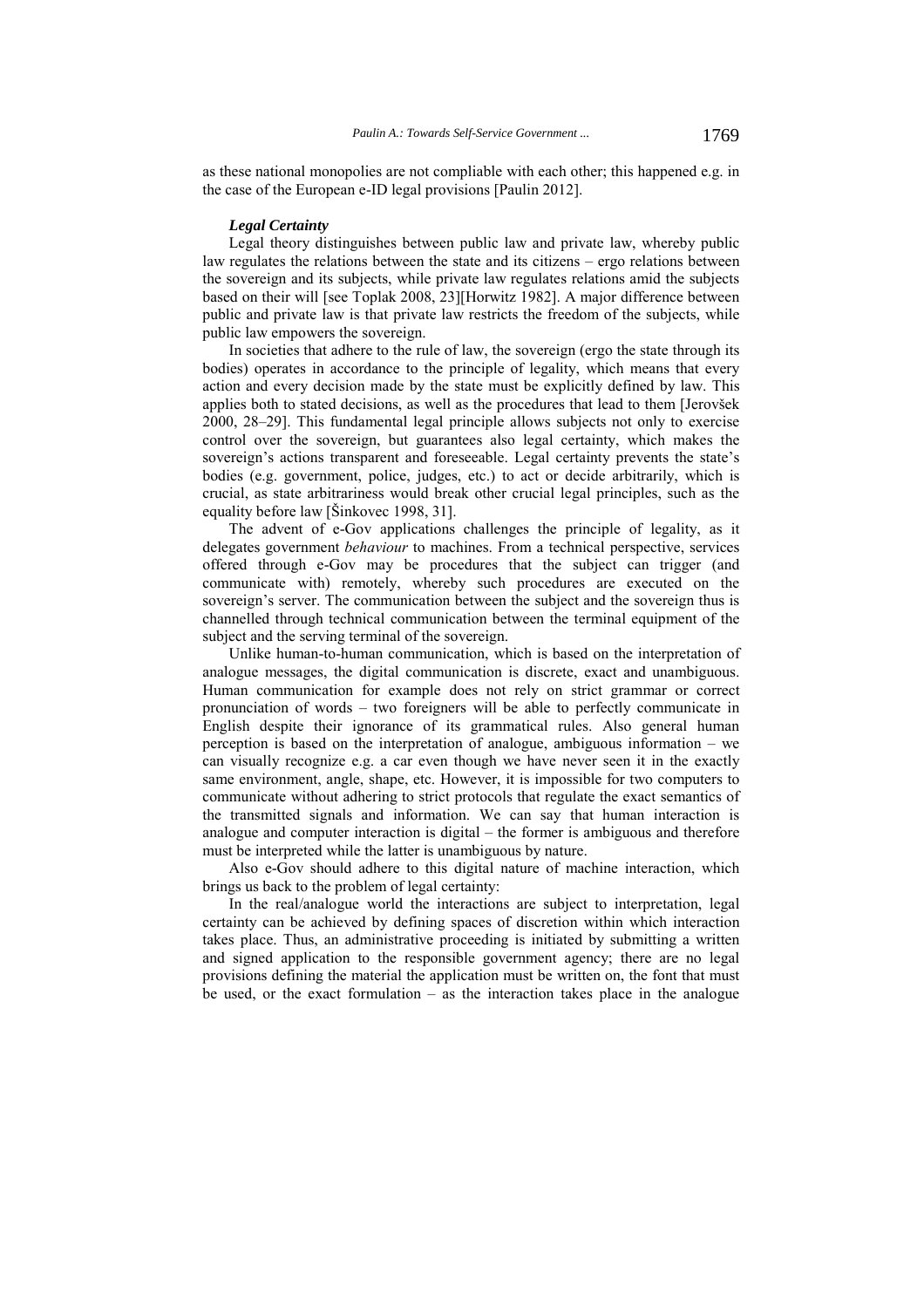as these national monopolies are not compliable with each other; this happened e.g. in the case of the European e-ID legal provisions [Paulin 2012].

***Legal Certainty***

Legal theory distinguishes between public law and private law, whereby public law regulates the relations between the state and its citizens – ergo relations between the sovereign and its subjects, while private law regulates relations amid the subjects based on their will [see Toplak 2008, 23][Horwitz 1982]. A major difference between public and private law is that private law restricts the freedom of the subjects, while public law empowers the sovereign.

In societies that adhere to the rule of law, the sovereign (ergo the state through its bodies) operates in accordance to the principle of legality, which means that every action and every decision made by the state must be explicitly defined by law. This applies both to stated decisions, as well as the procedures that lead to them [Jerovšek 2000, 28–29]. This fundamental legal principle allows subjects not only to exercise control over the sovereign, but guarantees also legal certainty, which makes the sovereign's actions transparent and foreseeable. Legal certainty prevents the state's bodies (e.g. government, police, judges, etc.) to act or decide arbitrarily, which is crucial, as state arbitrariness would break other crucial legal principles, such as the equality before law [Šinkovec 1998, 31].

The advent of e-Gov applications challenges the principle of legality, as it delegates government *behaviour* to machines. From a technical perspective, services offered through e-Gov may be procedures that the subject can trigger (and communicate with) remotely, whereby such procedures are executed on the sovereign's server. The communication between the subject and the sovereign thus is channelled through technical communication between the terminal equipment of the subject and the serving terminal of the sovereign.

Unlike human-to-human communication, which is based on the interpretation of analogue messages, the digital communication is discrete, exact and unambiguous. Human communication for example does not rely on strict grammar or correct pronunciation of words – two foreigners will be able to perfectly communicate in English despite their ignorance of its grammatical rules. Also general human perception is based on the interpretation of analogue, ambiguous information – we can visually recognize e.g. a car even though we have never seen it in the exactly same environment, angle, shape, etc. However, it is impossible for two computers to communicate without adhering to strict protocols that regulate the exact semantics of the transmitted signals and information. We can say that human interaction is analogue and computer interaction is digital – the former is ambiguous and therefore must be interpreted while the latter is unambiguous by nature.

Also e-Gov should adhere to this digital nature of machine interaction, which brings us back to the problem of legal certainty:

In the real/analogue world the interactions are subject to interpretation, legal certainty can be achieved by defining spaces of discretion within which interaction takes place. Thus, an administrative proceeding is initiated by submitting a written and signed application to the responsible government agency; there are no legal provisions defining the material the application must be written on, the font that must be used, or the exact formulation – as the interaction takes place in the analogue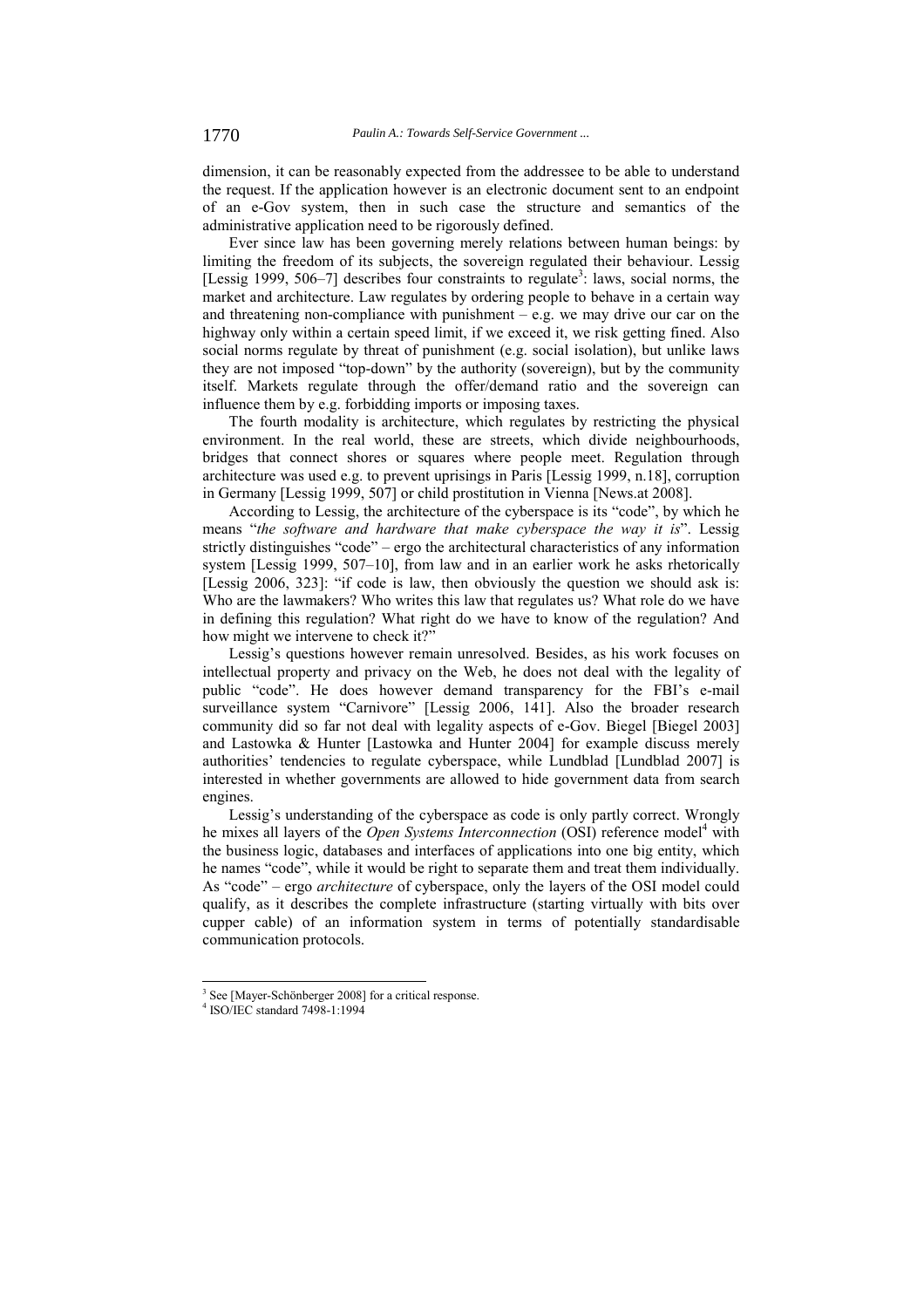dimension, it can be reasonably expected from the addressee to be able to understand the request. If the application however is an electronic document sent to an endpoint of an e-Gov system, then in such case the structure and semantics of the administrative application need to be rigorously defined.

Ever since law has been governing merely relations between human beings: by limiting the freedom of its subjects, the sovereign regulated their behaviour. Lessig [Lessig 1999, 506–7] describes four constraints to regulate[3]: laws, social norms, the market and architecture. Law regulates by ordering people to behave in a certain way and threatening non-compliance with punishment – e.g. we may drive our car on the highway only within a certain speed limit, if we exceed it, we risk getting fined. Also social norms regulate by threat of punishment (e.g. social isolation), but unlike laws they are not imposed "top-down" by the authority (sovereign), but by the community itself. Markets regulate through the offer/demand ratio and the sovereign can influence them by e.g. forbidding imports or imposing taxes.

The fourth modality is architecture, which regulates by restricting the physical environment. In the real world, these are streets, which divide neighbourhoods, bridges that connect shores or squares where people meet. Regulation through architecture was used e.g. to prevent uprisings in Paris [Lessig 1999, n.18], corruption in Germany [Lessig 1999, 507] or child prostitution in Vienna [News.at 2008].

According to Lessig, the architecture of the cyberspace is its "code", by which he means "*the software and hardware that make cyberspace the way it is*". Lessig strictly distinguishes "code" – ergo the architectural characteristics of any information system [Lessig 1999, 507–10], from law and in an earlier work he asks rhetorically [Lessig 2006, 323]: "if code is law, then obviously the question we should ask is: Who are the lawmakers? Who writes this law that regulates us? What role do we have in defining this regulation? What right do we have to know of the regulation? And how might we intervene to check it?"

Lessig's questions however remain unresolved. Besides, as his work focuses on intellectual property and privacy on the Web, he does not deal with the legality of public "code". He does however demand transparency for the FBI's e-mail surveillance system "Carnivore" [Lessig 2006, 141]. Also the broader research community did so far not deal with legality aspects of e-Gov. Biegel [Biegel 2003] and Lastowka & Hunter [Lastowka and Hunter 2004] for example discuss merely authorities' tendencies to regulate cyberspace, while Lundblad [Lundblad 2007] is interested in whether governments are allowed to hide government data from search engines.

Lessig's understanding of the cyberspace as code is only partly correct. Wrongly he mixes all layers of the *Open Systems Interconnection* (OSI) reference model[4] with the business logic, databases and interfaces of applications into one big entity, which he names "code", while it would be right to separate them and treat them individually. As "code" – ergo *architecture* of cyberspace, only the layers of the OSI model could qualify, as it describes the complete infrastructure (starting virtually with bits over cupper cable) of an information system in terms of potentially standardisable communication protocols.

---

[3] See [Mayer-Schönberger 2008] for a critical response.

[4] ISO/IEC standard 7498-1:1994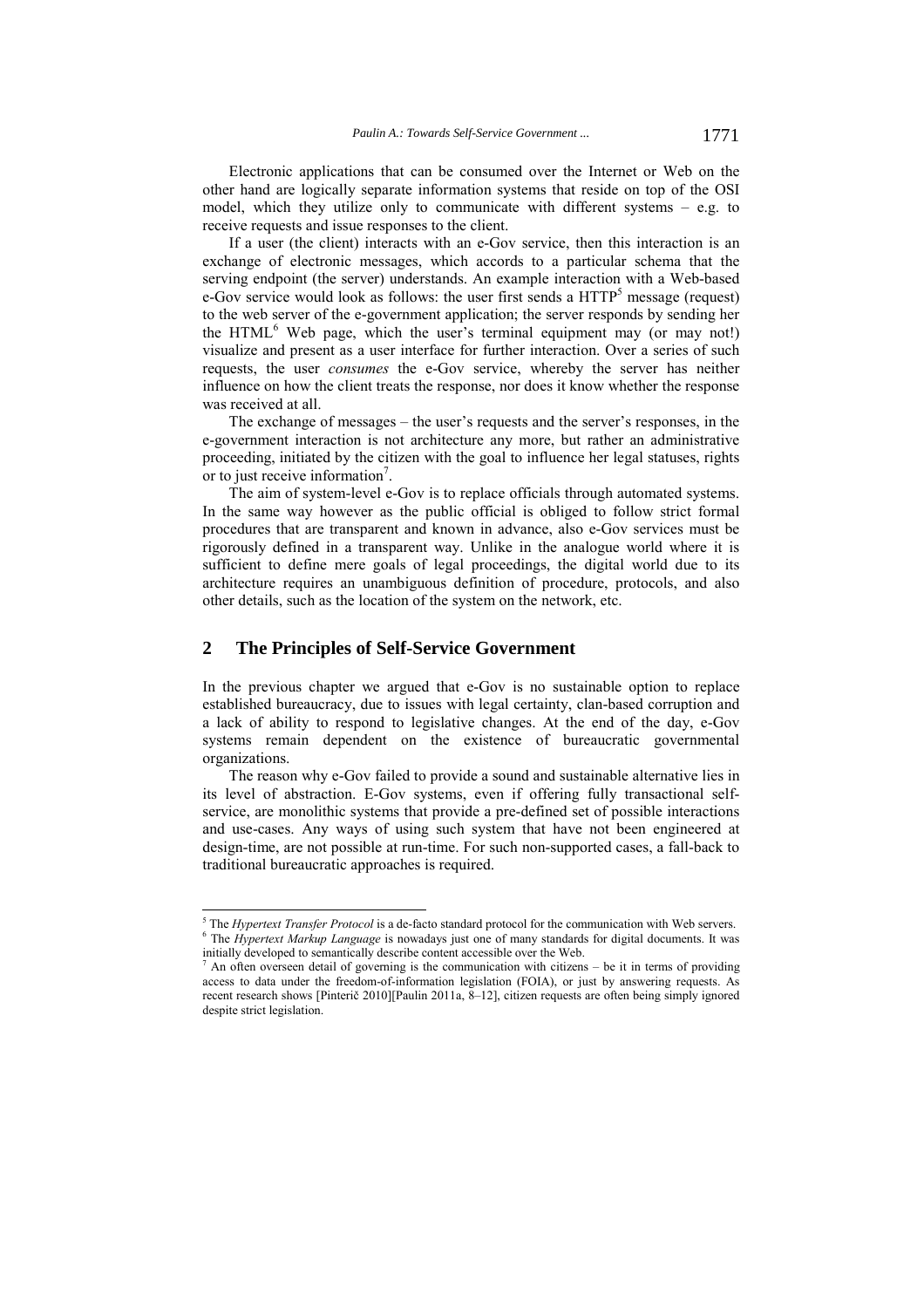Electronic applications that can be consumed over the Internet or Web on the other hand are logically separate information systems that reside on top of the OSI model, which they utilize only to communicate with different systems – e.g. to receive requests and issue responses to the client.

If a user (the client) interacts with an e-Gov service, then this interaction is an exchange of electronic messages, which accords to a particular schema that the serving endpoint (the server) understands. An example interaction with a Web-based e-Gov service would look as follows: the user first sends a HTTP[5] message (request) to the web server of the e-government application; the server responds by sending her the HTML[6] Web page, which the user's terminal equipment may (or may not!) visualize and present as a user interface for further interaction. Over a series of such requests, the user *consumes* the e-Gov service, whereby the server has neither influence on how the client treats the response, nor does it know whether the response was received at all.

The exchange of messages – the user's requests and the server's responses, in the e-government interaction is not architecture any more, but rather an administrative proceeding, initiated by the citizen with the goal to influence her legal statuses, rights or to just receive information[7].

The aim of system-level e-Gov is to replace officials through automated systems. In the same way however as the public official is obliged to follow strict formal procedures that are transparent and known in advance, also e-Gov services must be rigorously defined in a transparent way. Unlike in the analogue world where it is sufficient to define mere goals of legal proceedings, the digital world due to its architecture requires an unambiguous definition of procedure, protocols, and also other details, such as the location of the system on the network, etc.

## 2 The Principles of Self-Service Government

In the previous chapter we argued that e-Gov is no sustainable option to replace established bureaucracy, due to issues with legal certainty, clan-based corruption and a lack of ability to respond to legislative changes. At the end of the day, e-Gov systems remain dependent on the existence of bureaucratic governmental organizations.

The reason why e-Gov failed to provide a sound and sustainable alternative lies in its level of abstraction. E-Gov systems, even if offering fully transactional self-service, are monolithic systems that provide a pre-defined set of possible interactions and use-cases. Any ways of using such system that have not been engineered at design-time, are not possible at run-time. For such non-supported cases, a fall-back to traditional bureaucratic approaches is required.

---

[5] The *Hypertext Transfer Protocol* is a de-facto standard protocol for the communication with Web servers.

[6] The *Hypertext Markup Language* is nowadays just one of many standards for digital documents. It was initially developed to semantically describe content accessible over the Web.

[7] An often overseen detail of governing is the communication with citizens – be it in terms of providing access to data under the freedom-of-information legislation (FOIA), or just by answering requests. As recent research shows [Pinterič 2010][Paulin 2011a, 8–12], citizen requests are often being simply ignored despite strict legislation.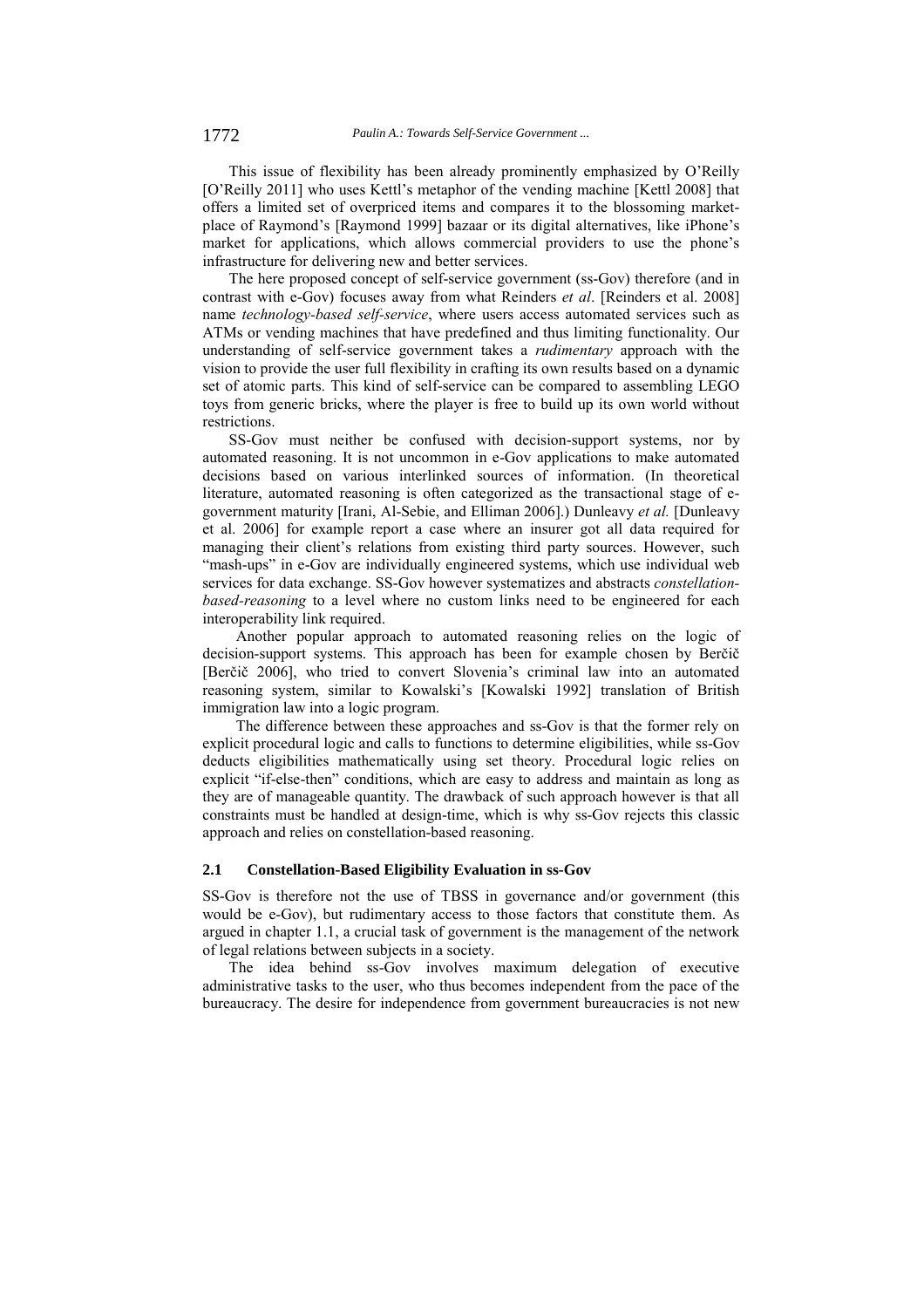This issue of flexibility has been already prominently emphasized by O'Reilly [O'Reilly 2011] who uses Kettl's metaphor of the vending machine [Kettl 2008] that offers a limited set of overpriced items and compares it to the blossoming marketplace of Raymond's [Raymond 1999] bazaar or its digital alternatives, like iPhone's market for applications, which allows commercial providers to use the phone's infrastructure for delivering new and better services.

The here proposed concept of self-service government (ss-Gov) therefore (and in contrast with e-Gov) focuses away from what Reinders *et al*. [Reinders et al. 2008] name *technology-based self-service*, where users access automated services such as ATMs or vending machines that have predefined and thus limiting functionality. Our understanding of self-service government takes a *rudimentary* approach with the vision to provide the user full flexibility in crafting its own results based on a dynamic set of atomic parts. This kind of self-service can be compared to assembling LEGO toys from generic bricks, where the player is free to build up its own world without restrictions.

SS-Gov must neither be confused with decision-support systems, nor by automated reasoning. It is not uncommon in e-Gov applications to make automated decisions based on various interlinked sources of information. (In theoretical literature, automated reasoning is often categorized as the transactional stage of e-government maturity [Irani, Al-Sebie, and Elliman 2006].) Dunleavy *et al.* [Dunleavy et al. 2006] for example report a case where an insurer got all data required for managing their client's relations from existing third party sources. However, such "mash-ups" in e-Gov are individually engineered systems, which use individual web services for data exchange. SS-Gov however systematizes and abstracts *constellation-based-reasoning* to a level where no custom links need to be engineered for each interoperability link required.

Another popular approach to automated reasoning relies on the logic of decision-support systems. This approach has been for example chosen by Berčič [Berčič 2006], who tried to convert Slovenia's criminal law into an automated reasoning system, similar to Kowalski's [Kowalski 1992] translation of British immigration law into a logic program.

The difference between these approaches and ss-Gov is that the former rely on explicit procedural logic and calls to functions to determine eligibilities, while ss-Gov deducts eligibilities mathematically using set theory. Procedural logic relies on explicit "if-else-then" conditions, which are easy to address and maintain as long as they are of manageable quantity. The drawback of such approach however is that all constraints must be handled at design-time, which is why ss-Gov rejects this classic approach and relies on constellation-based reasoning.

### 2.1 Constellation-Based Eligibility Evaluation in ss-Gov

SS-Gov is therefore not the use of TBSS in governance and/or government (this would be e-Gov), but rudimentary access to those factors that constitute them. As argued in chapter 1.1, a crucial task of government is the management of the network of legal relations between subjects in a society.

The idea behind ss-Gov involves maximum delegation of executive administrative tasks to the user, who thus becomes independent from the pace of the bureaucracy. The desire for independence from government bureaucracies is not new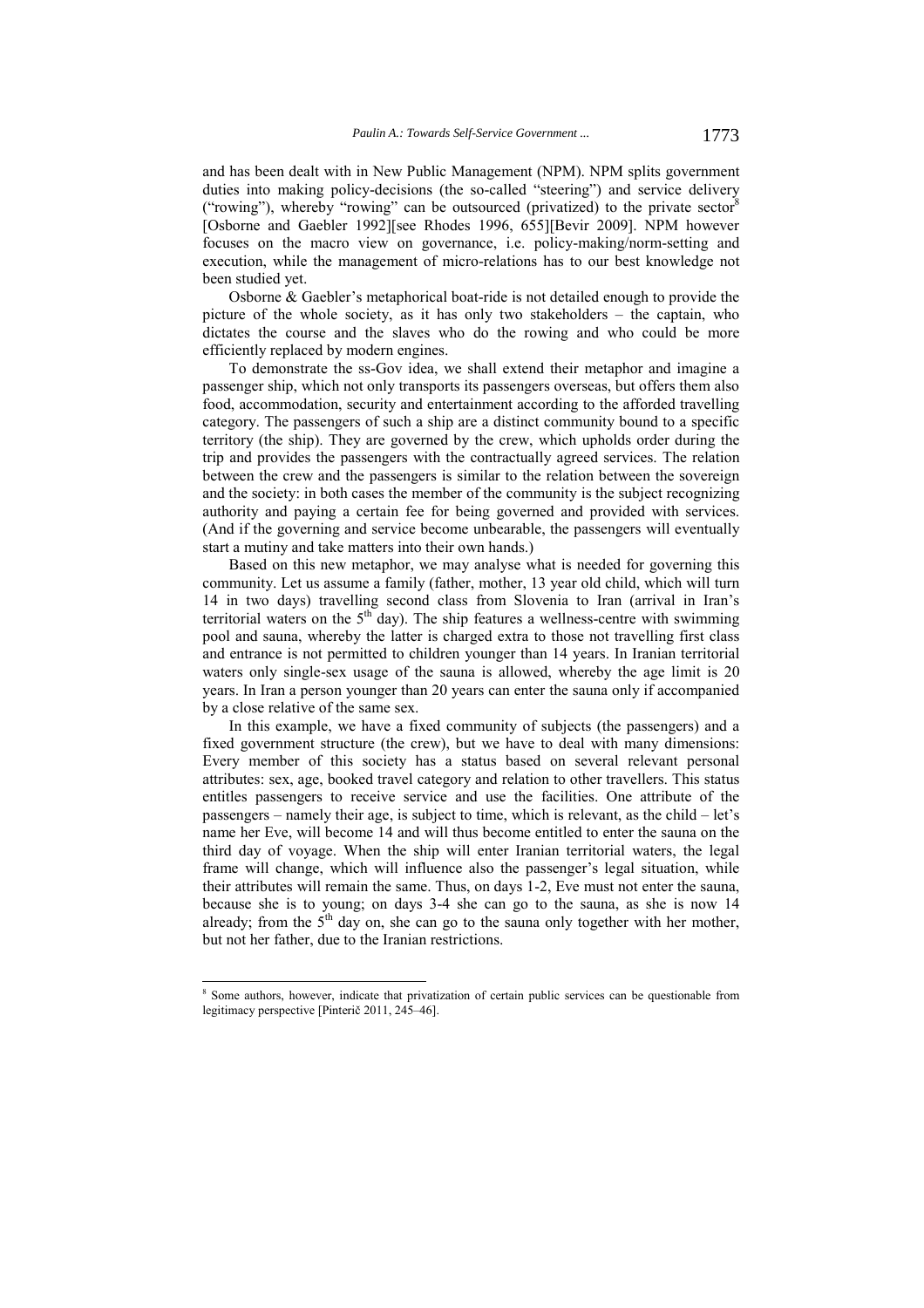and has been dealt with in New Public Management (NPM). NPM splits government duties into making policy-decisions (the so-called "steering") and service delivery ("rowing"), whereby "rowing" can be outsourced (privatized) to the private sector[8] [Osborne and Gaebler 1992][see Rhodes 1996, 655][Bevir 2009]. NPM however focuses on the macro view on governance, i.e. policy-making/norm-setting and execution, while the management of micro-relations has to our best knowledge not been studied yet.

Osborne & Gaebler's metaphorical boat-ride is not detailed enough to provide the picture of the whole society, as it has only two stakeholders – the captain, who dictates the course and the slaves who do the rowing and who could be more efficiently replaced by modern engines.

To demonstrate the ss-Gov idea, we shall extend their metaphor and imagine a passenger ship, which not only transports its passengers overseas, but offers them also food, accommodation, security and entertainment according to the afforded travelling category. The passengers of such a ship are a distinct community bound to a specific territory (the ship). They are governed by the crew, which upholds order during the trip and provides the passengers with the contractually agreed services. The relation between the crew and the passengers is similar to the relation between the sovereign and the society: in both cases the member of the community is the subject recognizing authority and paying a certain fee for being governed and provided with services. (And if the governing and service become unbearable, the passengers will eventually start a mutiny and take matters into their own hands.)

Based on this new metaphor, we may analyse what is needed for governing this community. Let us assume a family (father, mother, 13 year old child, which will turn 14 in two days) travelling second class from Slovenia to Iran (arrival in Iran's territorial waters on the 5[th] day). The ship features a wellness-centre with swimming pool and sauna, whereby the latter is charged extra to those not travelling first class and entrance is not permitted to children younger than 14 years. In Iranian territorial waters only single-sex usage of the sauna is allowed, whereby the age limit is 20 years. In Iran a person younger than 20 years can enter the sauna only if accompanied by a close relative of the same sex.

In this example, we have a fixed community of subjects (the passengers) and a fixed government structure (the crew), but we have to deal with many dimensions: Every member of this society has a status based on several relevant personal attributes: sex, age, booked travel category and relation to other travellers. This status entitles passengers to receive service and use the facilities. One attribute of the passengers – namely their age, is subject to time, which is relevant, as the child – let's name her Eve, will become 14 and will thus become entitled to enter the sauna on the third day of voyage. When the ship will enter Iranian territorial waters, the legal frame will change, which will influence also the passenger's legal situation, while their attributes will remain the same. Thus, on days 1-2, Eve must not enter the sauna, because she is to young; on days 3-4 she can go to the sauna, as she is now 14 already; from the 5[th] day on, she can go to the sauna only together with her mother, but not her father, due to the Iranian restrictions.

---

[8] Some authors, however, indicate that privatization of certain public services can be questionable from legitimacy perspective [Pinterič 2011, 245–46].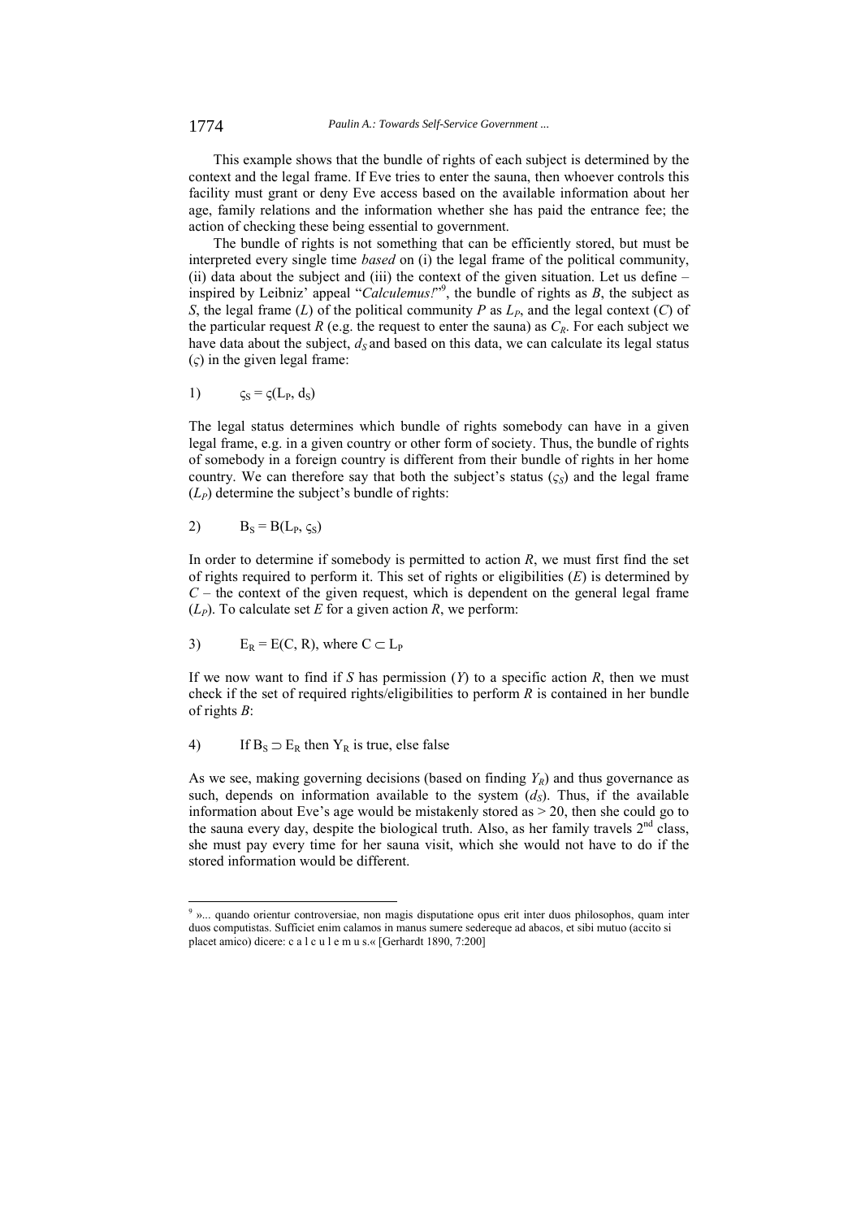This example shows that the bundle of rights of each subject is determined by the context and the legal frame. If Eve tries to enter the sauna, then whoever controls this facility must grant or deny Eve access based on the available information about her age, family relations and the information whether she has paid the entrance fee; the action of checking these being essential to government.

The bundle of rights is not something that can be efficiently stored, but must be interpreted every single time *based* on (i) the legal frame of the political community, (ii) data about the subject and (iii) the context of the given situation. Let us define – inspired by Leibniz' appeal "*Calculemus!*"[9], the bundle of rights as *B*, the subject as *S*, the legal frame (*L*) of the political community *P* as $L_P$, and the legal context (*C*) of the particular request *R* (e.g. the request to enter the sauna) as $C_R$. For each subject we have data about the subject, $d_S$ and based on this data, we can calculate its legal status ($\varsigma$) in the given legal frame:

1) $\varsigma_S = \varsigma(L_P, d_S)$

The legal status determines which bundle of rights somebody can have in a given legal frame, e.g. in a given country or other form of society. Thus, the bundle of rights of somebody in a foreign country is different from their bundle of rights in her home country. We can therefore say that both the subject's status ($\varsigma_S$) and the legal frame ($L_P$) determine the subject's bundle of rights:

2) $B_S = B(L_P, \varsigma_S)$

In order to determine if somebody is permitted to action *R*, we must first find the set of rights required to perform it. This set of rights or eligibilities (*E*) is determined by *C* – the context of the given request, which is dependent on the general legal frame ($L_P$). To calculate set *E* for a given action *R*, we perform:

3) $E_R = E(C, R)$, where $C \subset L_P$

If we now want to find if *S* has permission (*Y*) to a specific action *R*, then we must check if the set of required rights/eligibilities to perform *R* is contained in her bundle of rights *B*:

4) If $B_S \supset E_R$ then $Y_R$ is true, else false

As we see, making governing decisions (based on finding $Y_R$) and thus governance as such, depends on information available to the system ($d_S$). Thus, if the available information about Eve's age would be mistakenly stored as > 20, then she could go to the sauna every day, despite the biological truth. Also, as her family travels 2nd class, she must pay every time for her sauna visit, which she would not have to do if the stored information would be different.

[9] »... quando orientur controversiae, non magis disputatione opus erit inter duos philosophos, quam inter duos computistas. Sufficiet enim calamos in manus sumere sedereque ad abacos, et sibi mutuo (accito si placet amico) dicere: c a l c u l e m u s.« [Gerhardt 1890, 7:200]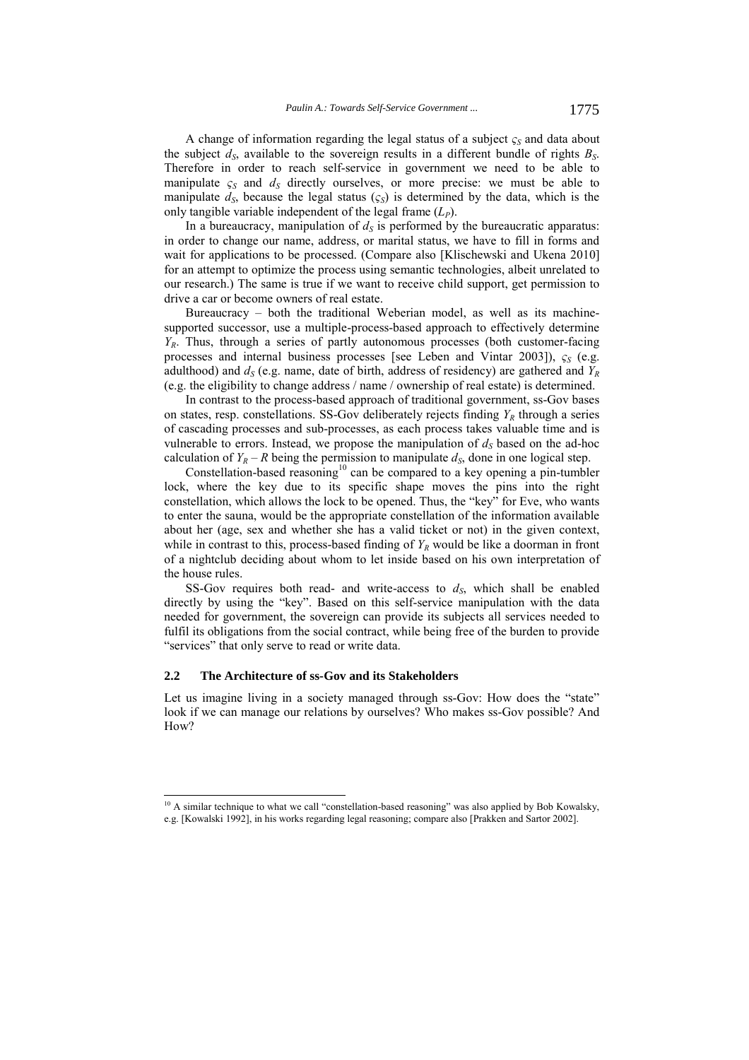A change of information regarding the legal status of a subject $\varsigma_S$ and data about the subject $d_S$, available to the sovereign results in a different bundle of rights $B_S$. Therefore in order to reach self-service in government we need to be able to manipulate $\varsigma_S$ and $d_S$ directly ourselves, or more precise: we must be able to manipulate $d_S$, because the legal status ($\varsigma_S$) is determined by the data, which is the only tangible variable independent of the legal frame ($L_P$).

In a bureaucracy, manipulation of $d_S$ is performed by the bureaucratic apparatus: in order to change our name, address, or marital status, we have to fill in forms and wait for applications to be processed. (Compare also [Klischewski and Ukena 2010] for an attempt to optimize the process using semantic technologies, albeit unrelated to our research.) The same is true if we want to receive child support, get permission to drive a car or become owners of real estate.

Bureaucracy – both the traditional Weberian model, as well as its machine-supported successor, use a multiple-process-based approach to effectively determine $Y_R$. Thus, through a series of partly autonomous processes (both customer-facing processes and internal business processes [see Leben and Vintar 2003]), $\varsigma_S$ (e.g. adulthood) and $d_S$ (e.g. name, date of birth, address of residency) are gathered and $Y_R$ (e.g. the eligibility to change address / name / ownership of real estate) is determined.

In contrast to the process-based approach of traditional government, ss-Gov bases on states, resp. constellations. SS-Gov deliberately rejects finding $Y_R$ through a series of cascading processes and sub-processes, as each process takes valuable time and is vulnerable to errors. Instead, we propose the manipulation of $d_S$ based on the ad-hoc calculation of $Y_R - R$ being the permission to manipulate $d_S$, done in one logical step.

Constellation-based reasoning[10] can be compared to a key opening a pin-tumbler lock, where the key due to its specific shape moves the pins into the right constellation, which allows the lock to be opened. Thus, the "key" for Eve, who wants to enter the sauna, would be the appropriate constellation of the information available about her (age, sex and whether she has a valid ticket or not) in the given context, while in contrast to this, process-based finding of $Y_R$ would be like a doorman in front of a nightclub deciding about whom to let inside based on his own interpretation of the house rules.

SS-Gov requires both read- and write-access to $d_S$, which shall be enabled directly by using the "key". Based on this self-service manipulation with the data needed for government, the sovereign can provide its subjects all services needed to fulfil its obligations from the social contract, while being free of the burden to provide "services" that only serve to read or write data.

### 2.2 The Architecture of ss-Gov and its Stakeholders

Let us imagine living in a society managed through ss-Gov: How does the "state" look if we can manage our relations by ourselves? Who makes ss-Gov possible? And How?

---

[10] A similar technique to what we call "constellation-based reasoning" was also applied by Bob Kowalsky, e.g. [Kowalski 1992], in his works regarding legal reasoning; compare also [Prakken and Sartor 2002].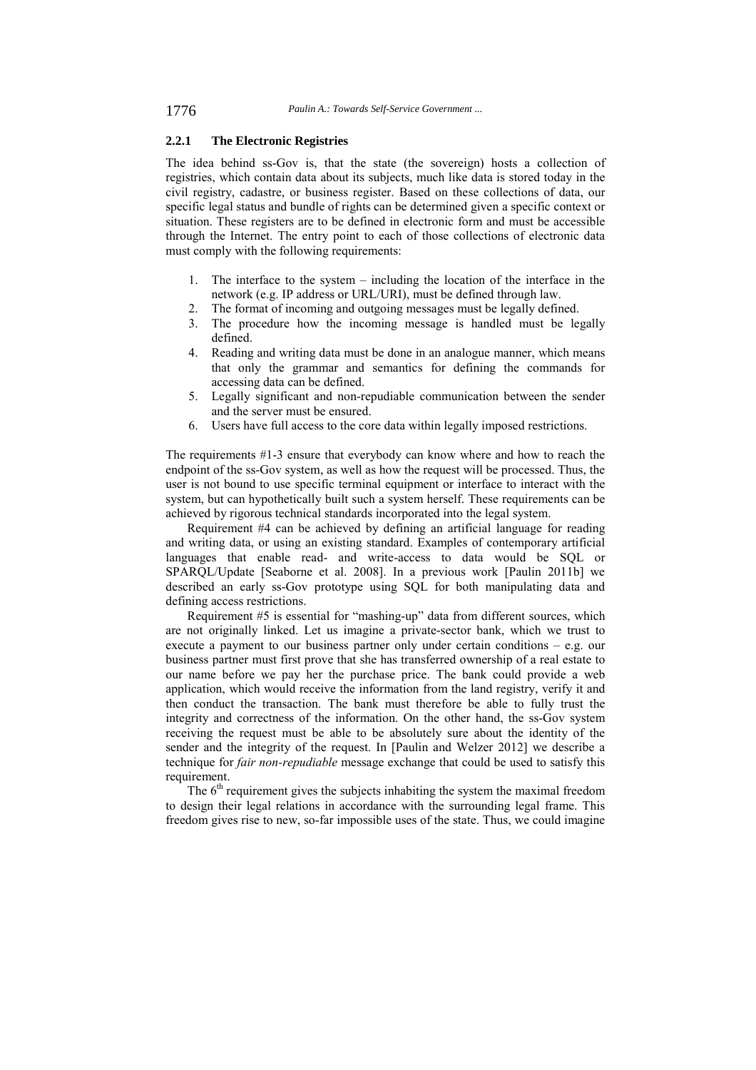### 2.2.1 The Electronic Registries

The idea behind ss-Gov is, that the state (the sovereign) hosts a collection of registries, which contain data about its subjects, much like data is stored today in the civil registry, cadastre, or business register. Based on these collections of data, our specific legal status and bundle of rights can be determined given a specific context or situation. These registers are to be defined in electronic form and must be accessible through the Internet. The entry point to each of those collections of electronic data must comply with the following requirements:

1. The interface to the system – including the location of the interface in the network (e.g. IP address or URL/URI), must be defined through law.
2. The format of incoming and outgoing messages must be legally defined.
3. The procedure how the incoming message is handled must be legally defined.
4. Reading and writing data must be done in an analogue manner, which means that only the grammar and semantics for defining the commands for accessing data can be defined.
5. Legally significant and non-repudiable communication between the sender and the server must be ensured.
6. Users have full access to the core data within legally imposed restrictions.

The requirements #1-3 ensure that everybody can know where and how to reach the endpoint of the ss-Gov system, as well as how the request will be processed. Thus, the user is not bound to use specific terminal equipment or interface to interact with the system, but can hypothetically built such a system herself. These requirements can be achieved by rigorous technical standards incorporated into the legal system.

Requirement #4 can be achieved by defining an artificial language for reading and writing data, or using an existing standard. Examples of contemporary artificial languages that enable read- and write-access to data would be SQL or SPARQL/Update [Seaborne et al. 2008]. In a previous work [Paulin 2011b] we described an early ss-Gov prototype using SQL for both manipulating data and defining access restrictions.

Requirement #5 is essential for "mashing-up" data from different sources, which are not originally linked. Let us imagine a private-sector bank, which we trust to execute a payment to our business partner only under certain conditions – e.g. our business partner must first prove that she has transferred ownership of a real estate to our name before we pay her the purchase price. The bank could provide a web application, which would receive the information from the land registry, verify it and then conduct the transaction. The bank must therefore be able to fully trust the integrity and correctness of the information. On the other hand, the ss-Gov system receiving the request must be able to be absolutely sure about the identity of the sender and the integrity of the request. In [Paulin and Welzer 2012] we describe a technique for *fair non-repudiable* message exchange that could be used to satisfy this requirement.

The 6th requirement gives the subjects inhabiting the system the maximal freedom to design their legal relations in accordance with the surrounding legal frame. This freedom gives rise to new, so-far impossible uses of the state. Thus, we could imagine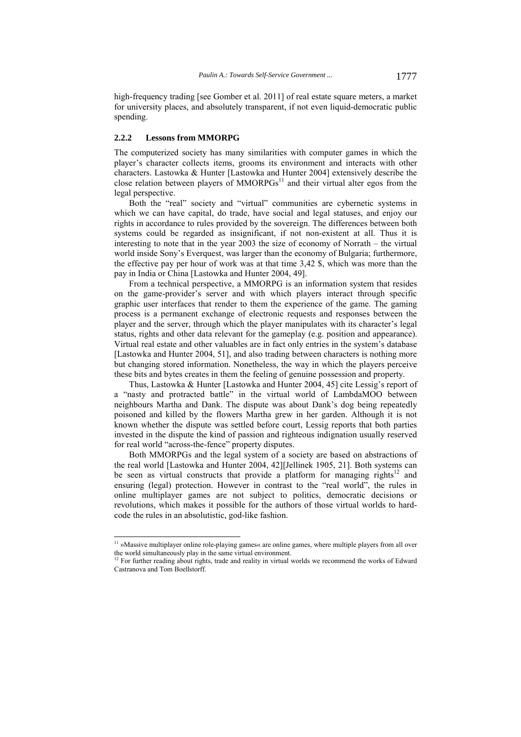high-frequency trading [see Gomber et al. 2011] of real estate square meters, a market for university places, and absolutely transparent, if not even liquid-democratic public spending.

### 2.2.2 Lessons from MMORPG

The computerized society has many similarities with computer games in which the player's character collects items, grooms its environment and interacts with other characters. Lastowka & Hunter [Lastowka and Hunter 2004] extensively describe the close relation between players of MMORPGs[11] and their virtual alter egos from the legal perspective.

Both the "real" society and "virtual" communities are cybernetic systems in which we can have capital, do trade, have social and legal statuses, and enjoy our rights in accordance to rules provided by the sovereign. The differences between both systems could be regarded as insignificant, if not non-existent at all. Thus it is interesting to note that in the year 2003 the size of economy of Norrath – the virtual world inside Sony's Everquest, was larger than the economy of Bulgaria; furthermore, the effective pay per hour of work was at that time 3,42 $, which was more than the pay in India or China [Lastowka and Hunter 2004, 49].

From a technical perspective, a MMORPG is an information system that resides on the game-provider's server and with which players interact through specific graphic user interfaces that render to them the experience of the game. The gaming process is a permanent exchange of electronic requests and responses between the player and the server, through which the player manipulates with its character's legal status, rights and other data relevant for the gameplay (e.g. position and appearance). Virtual real estate and other valuables are in fact only entries in the system's database [Lastowka and Hunter 2004, 51], and also trading between characters is nothing more but changing stored information. Nonetheless, the way in which the players perceive these bits and bytes creates in them the feeling of genuine possession and property.

Thus, Lastowka & Hunter [Lastowka and Hunter 2004, 45] cite Lessig's report of a "nasty and protracted battle" in the virtual world of LambdaMOO between neighbours Martha and Dank. The dispute was about Dank's dog being repeatedly poisoned and killed by the flowers Martha grew in her garden. Although it is not known whether the dispute was settled before court, Lessig reports that both parties invested in the dispute the kind of passion and righteous indignation usually reserved for real world "across-the-fence" property disputes.

Both MMORPGs and the legal system of a society are based on abstractions of the real world [Lastowka and Hunter 2004, 42][Jellinek 1905, 21]. Both systems can be seen as virtual constructs that provide a platform for managing rights[12] and ensuring (legal) protection. However in contrast to the "real world", the rules in online multiplayer games are not subject to politics, democratic decisions or revolutions, which makes it possible for the authors of those virtual worlds to hard-code the rules in an absolutistic, god-like fashion.

---

[11] »Massive multiplayer online role-playing games« are online games, where multiple players from all over the world simultaneously play in the same virtual environment.

[12] For further reading about rights, trade and reality in virtual worlds we recommend the works of Edward Castranova and Tom Boellstorff.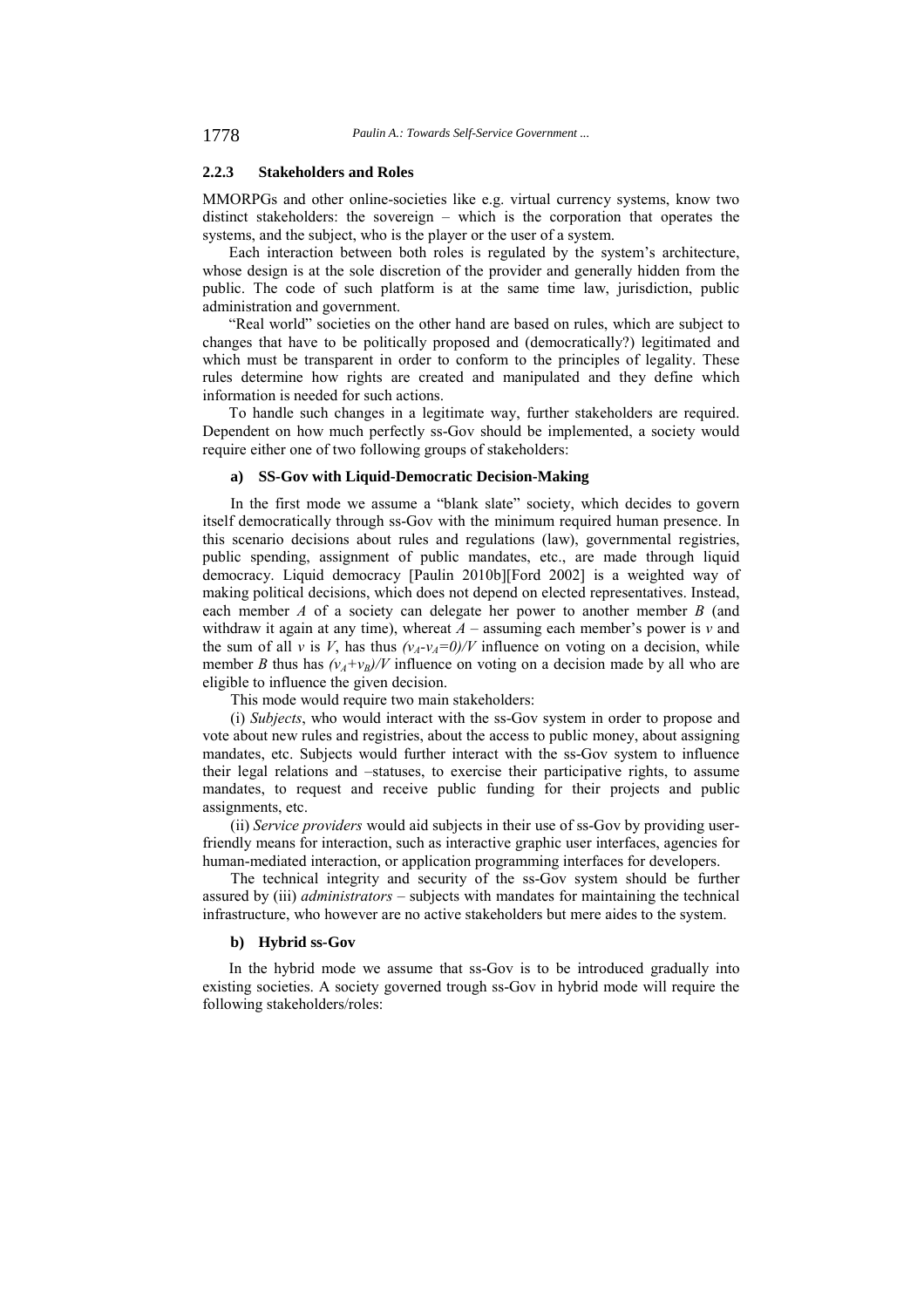### 2.2.3 Stakeholders and Roles

MMORPGs and other online-societies like e.g. virtual currency systems, know two distinct stakeholders: the sovereign – which is the corporation that operates the systems, and the subject, who is the player or the user of a system.

Each interaction between both roles is regulated by the system's architecture, whose design is at the sole discretion of the provider and generally hidden from the public. The code of such platform is at the same time law, jurisdiction, public administration and government.

"Real world" societies on the other hand are based on rules, which are subject to changes that have to be politically proposed and (democratically?) legitimated and which must be transparent in order to conform to the principles of legality. These rules determine how rights are created and manipulated and they define which information is needed for such actions.

To handle such changes in a legitimate way, further stakeholders are required. Dependent on how much perfectly ss-Gov should be implemented, a society would require either one of two following groups of stakeholders:

#### a) SS-Gov with Liquid-Democratic Decision-Making

In the first mode we assume a "blank slate" society, which decides to govern itself democratically through ss-Gov with the minimum required human presence. In this scenario decisions about rules and regulations (law), governmental registries, public spending, assignment of public mandates, etc., are made through liquid democracy. Liquid democracy [Paulin 2010b][Ford 2002] is a weighted way of making political decisions, which does not depend on elected representatives. Instead, each member $A$ of a society can delegate her power to another member $B$ (and withdraw it again at any time), whereat $A$ – assuming each member's power is $v$ and the sum of all $v$ is $V$, has thus $(v_A - v_A = 0)/V$ influence on voting on a decision, while member $B$ thus has $(v_A + v_B)/V$ influence on voting on a decision made by all who are eligible to influence the given decision.

This mode would require two main stakeholders:

(i) *Subjects*, who would interact with the ss-Gov system in order to propose and vote about new rules and registries, about the access to public money, about assigning mandates, etc. Subjects would further interact with the ss-Gov system to influence their legal relations and –statuses, to exercise their participative rights, to assume mandates, to request and receive public funding for their projects and public assignments, etc.

(ii) *Service providers* would aid subjects in their use of ss-Gov by providing user-friendly means for interaction, such as interactive graphic user interfaces, agencies for human-mediated interaction, or application programming interfaces for developers.

The technical integrity and security of the ss-Gov system should be further assured by (iii) *administrators* – subjects with mandates for maintaining the technical infrastructure, who however are no active stakeholders but mere aides to the system.

#### b) Hybrid ss-Gov

In the hybrid mode we assume that ss-Gov is to be introduced gradually into existing societies. A society governed trough ss-Gov in hybrid mode will require the following stakeholders/roles: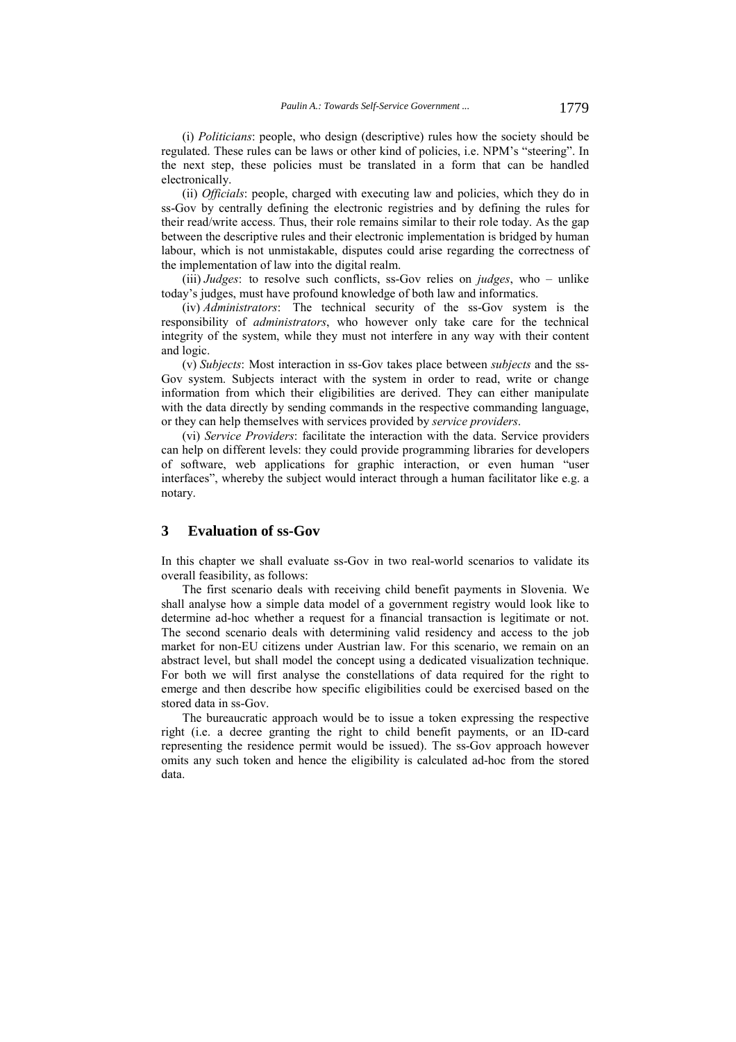(i) *Politicians*: people, who design (descriptive) rules how the society should be regulated. These rules can be laws or other kind of policies, i.e. NPM's "steering". In the next step, these policies must be translated in a form that can be handled electronically.

(ii) *Officials*: people, charged with executing law and policies, which they do in ss-Gov by centrally defining the electronic registries and by defining the rules for their read/write access. Thus, their role remains similar to their role today. As the gap between the descriptive rules and their electronic implementation is bridged by human labour, which is not unmistakable, disputes could arise regarding the correctness of the implementation of law into the digital realm.

(iii) *Judges*: to resolve such conflicts, ss-Gov relies on *judges*, who – unlike today's judges, must have profound knowledge of both law and informatics.

(iv) *Administrators*: The technical security of the ss-Gov system is the responsibility of *administrators*, who however only take care for the technical integrity of the system, while they must not interfere in any way with their content and logic.

(v) *Subjects*: Most interaction in ss-Gov takes place between *subjects* and the ss-Gov system. Subjects interact with the system in order to read, write or change information from which their eligibilities are derived. They can either manipulate with the data directly by sending commands in the respective commanding language, or they can help themselves with services provided by *service providers*.

(vi) *Service Providers*: facilitate the interaction with the data. Service providers can help on different levels: they could provide programming libraries for developers of software, web applications for graphic interaction, or even human "user interfaces", whereby the subject would interact through a human facilitator like e.g. a notary.

## 3 Evaluation of ss-Gov

In this chapter we shall evaluate ss-Gov in two real-world scenarios to validate its overall feasibility, as follows:

The first scenario deals with receiving child benefit payments in Slovenia. We shall analyse how a simple data model of a government registry would look like to determine ad-hoc whether a request for a financial transaction is legitimate or not. The second scenario deals with determining valid residency and access to the job market for non-EU citizens under Austrian law. For this scenario, we remain on an abstract level, but shall model the concept using a dedicated visualization technique. For both we will first analyse the constellations of data required for the right to emerge and then describe how specific eligibilities could be exercised based on the stored data in ss-Gov.

The bureaucratic approach would be to issue a token expressing the respective right (i.e. a decree granting the right to child benefit payments, or an ID-card representing the residence permit would be issued). The ss-Gov approach however omits any such token and hence the eligibility is calculated ad-hoc from the stored data.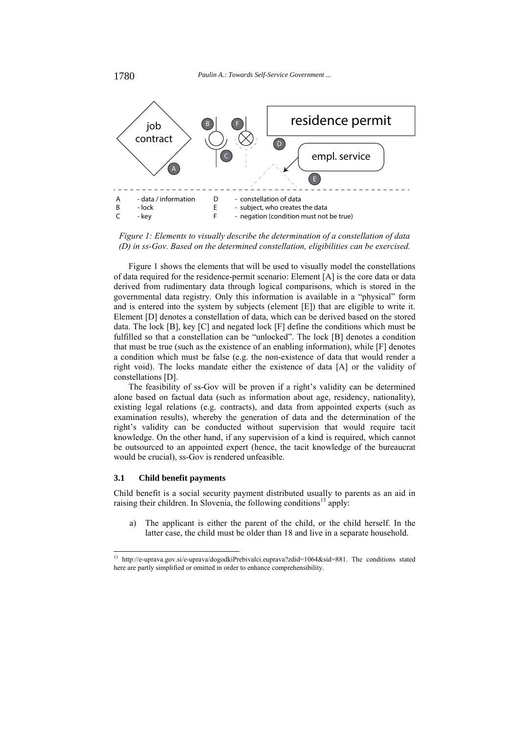Figure 1: Elements to visually describe the determination of a constellation of data (D) in ss-Gov. Based on the determined constellation, eligibilities can be exercised.

Figure 1 shows the elements that will be used to visually model the constellations of data required for the residence-permit scenario: Element [A] is the core data or data derived from rudimentary data through logical comparisons, which is stored in the governmental data registry. Only this information is available in a "physical" form and is entered into the system by subjects (element [E]) that are eligible to write it. Element [D] denotes a constellation of data, which can be derived based on the stored data. The lock [B], key [C] and negated lock [F] define the conditions which must be fulfilled so that a constellation can be "unlocked". The lock [B] denotes a condition that must be true (such as the existence of an enabling information), while [F] denotes a condition which must be false (e.g. the non-existence of data that would render a right void). The locks mandate either the existence of data [A] or the validity of constellations [D].

The feasibility of ss-Gov will be proven if a right's validity can be determined alone based on factual data (such as information about age, residency, nationality), existing legal relations (e.g. contracts), and data from appointed experts (such as examination results), whereby the generation of data and the determination of the right's validity can be conducted without supervision that would require tacit knowledge. On the other hand, if any supervision of a kind is required, which cannot be outsourced to an appointed expert (hence, the tacit knowledge of the bureaucrat would be crucial), ss-Gov is rendered unfeasible.

### 3.1 Child benefit payments

Child benefit is a social security payment distributed usually to parents as an aid in raising their children. In Slovenia, the following conditions[13] apply:

a) The applicant is either the parent of the child, or the child herself. In the latter case, the child must be older than 18 and live in a separate household.

[13] http://e-uprava.gov.si/e-uprava/dogodkiPrebivalci.euprava?zdid=1064&sid=881. The conditions stated here are partly simplified or omitted in order to enhance comprehensibility.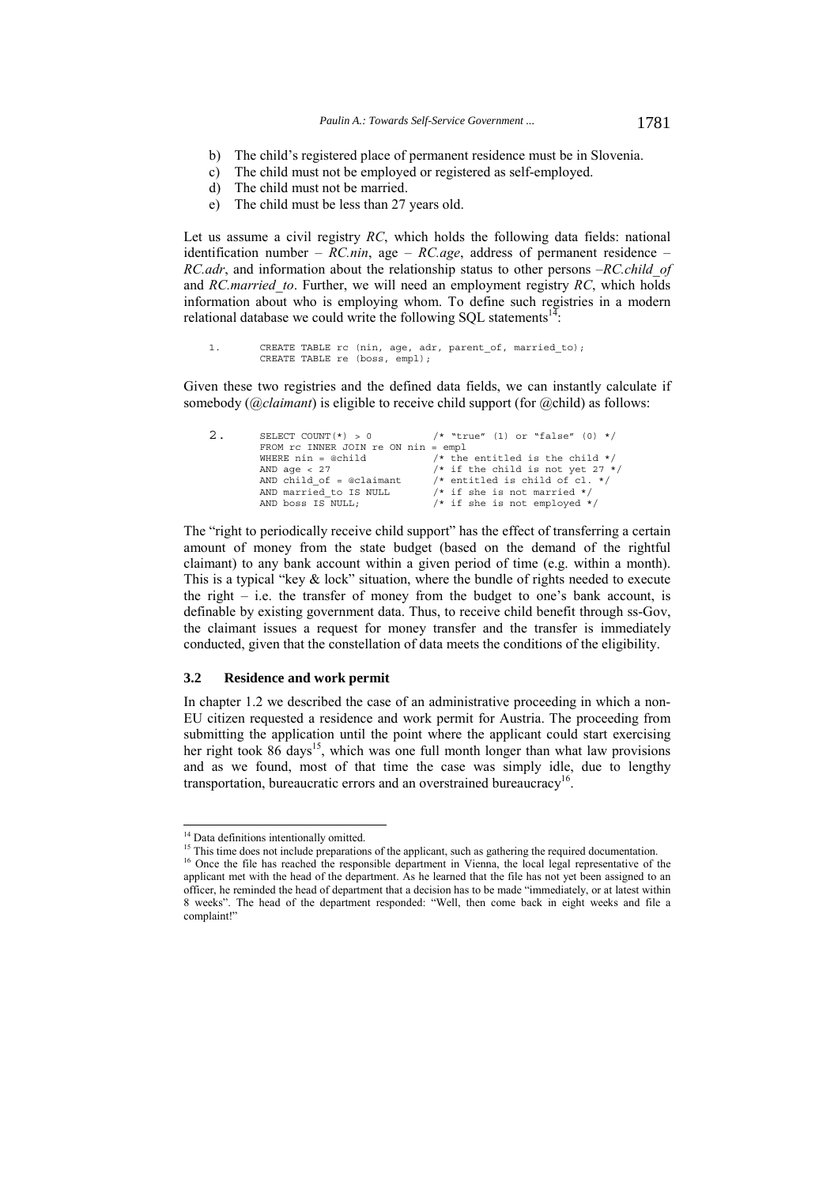b) The child's registered place of permanent residence must be in Slovenia.
c) The child must not be employed or registered as self-employed.
d) The child must not be married.
e) The child must be less than 27 years old.

Let us assume a civil registry *RC*, which holds the following data fields: national identification number – *RC.nin*, age – *RC.age*, address of permanent residence – *RC.adr*, and information about the relationship status to other persons –*RC.child_of* and *RC.married_to*. Further, we will need an employment registry *RC*, which holds information about who is employing whom. To define such registries in a modern relational database we could write the following SQL statements[14]:

```
1.      CREATE TABLE rc (nin, age, adr, parent_of, married_to);
        CREATE TABLE re (boss, empl);
```

Given these two registries and the defined data fields, we can instantly calculate if somebody (*@claimant*) is eligible to receive child support (for @child) as follows:

```
2.      SELECT COUNT(*) > 0           /* "true" (1) or "false" (0) */
        FROM rc INNER JOIN re ON nin = empl
        WHERE nin = @child            /* the entitled is the child */
        AND age < 27                  /* if the child is not yet 27 */
        AND child_of = @claimant      /* entitled is child of cl. */
        AND married_to IS NULL        /* if she is not married */
        AND boss IS NULL;             /* if she is not employed */
```

The "right to periodically receive child support" has the effect of transferring a certain amount of money from the state budget (based on the demand of the rightful claimant) to any bank account within a given period of time (e.g. within a month). This is a typical "key & lock" situation, where the bundle of rights needed to execute the right – i.e. the transfer of money from the budget to one's bank account, is definable by existing government data. Thus, to receive child benefit through ss-Gov, the claimant issues a request for money transfer and the transfer is immediately conducted, given that the constellation of data meets the conditions of the eligibility.

### 3.2 Residence and work permit

In chapter 1.2 we described the case of an administrative proceeding in which a non-EU citizen requested a residence and work permit for Austria. The proceeding from submitting the application until the point where the applicant could start exercising her right took 86 days[15], which was one full month longer than what law provisions and as we found, most of that time the case was simply idle, due to lengthy transportation, bureaucratic errors and an overstrained bureaucracy[16].

---

[14] Data definitions intentionally omitted.

[15] This time does not include preparations of the applicant, such as gathering the required documentation.

[16] Once the file has reached the responsible department in Vienna, the local legal representative of the applicant met with the head of the department. As he learned that the file has not yet been assigned to an officer, he reminded the head of department that a decision has to be made "immediately, or at latest within 8 weeks". The head of the department responded: "Well, then come back in eight weeks and file a complaint!"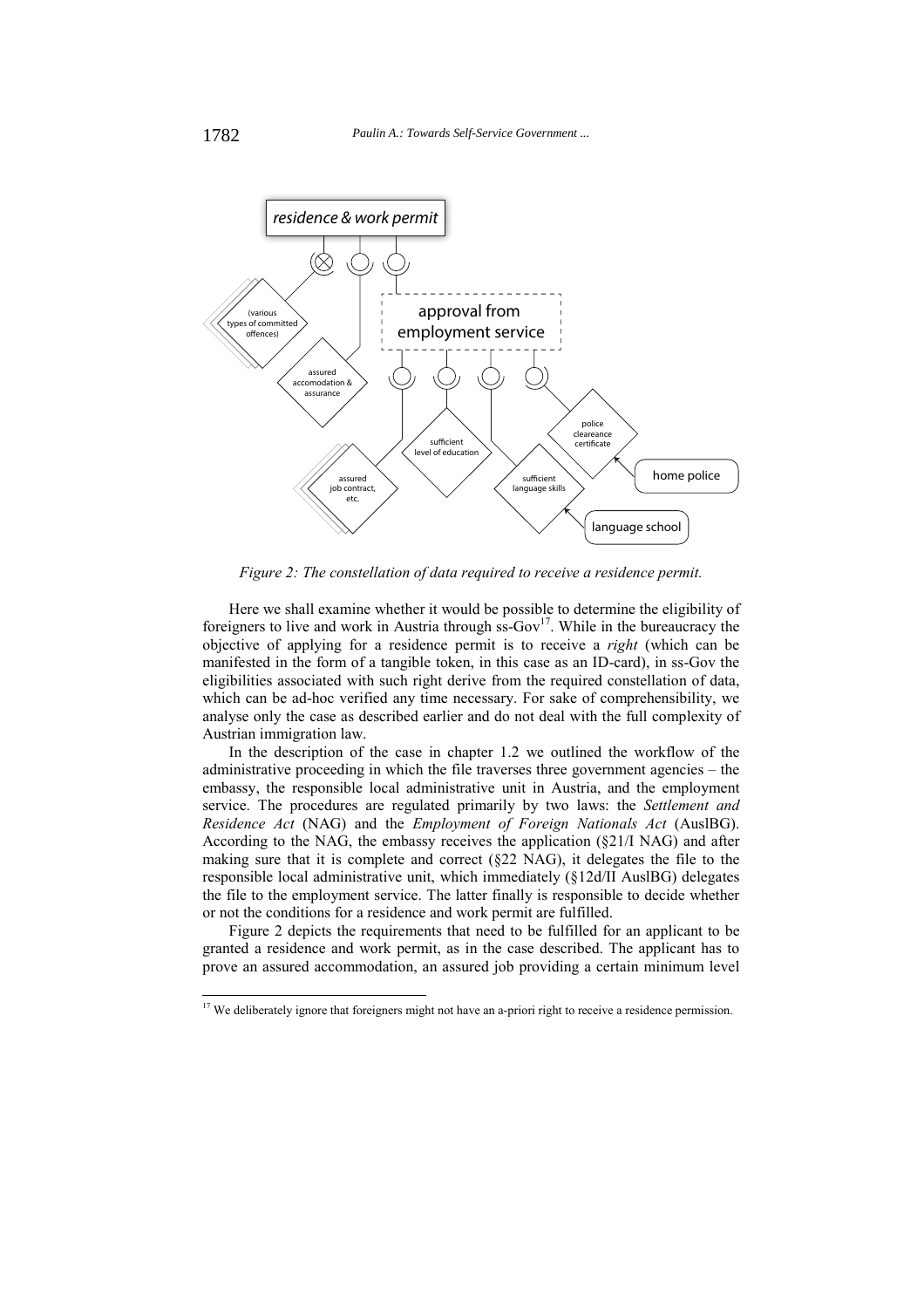*Figure 2: The constellation of data required to receive a residence permit.*

Here we shall examine whether it would be possible to determine the eligibility of foreigners to live and work in Austria through ss-Gov[17]. While in the bureaucracy the objective of applying for a residence permit is to receive a *right* (which can be manifested in the form of a tangible token, in this case as an ID-card), in ss-Gov the eligibilities associated with such right derive from the required constellation of data, which can be ad-hoc verified any time necessary. For sake of comprehensibility, we analyse only the case as described earlier and do not deal with the full complexity of Austrian immigration law.

In the description of the case in chapter 1.2 we outlined the workflow of the administrative proceeding in which the file traverses three government agencies – the embassy, the responsible local administrative unit in Austria, and the employment service. The procedures are regulated primarily by two laws: the *Settlement and Residence Act* (NAG) and the *Employment of Foreign Nationals Act* (AuslBG). According to the NAG, the embassy receives the application (§21/I NAG) and after making sure that it is complete and correct (§22 NAG), it delegates the file to the responsible local administrative unit, which immediately (§12d/II AuslBG) delegates the file to the employment service. The latter finally is responsible to decide whether or not the conditions for a residence and work permit are fulfilled.

Figure 2 depicts the requirements that need to be fulfilled for an applicant to be granted a residence and work permit, as in the case described. The applicant has to prove an assured accommodation, an assured job providing a certain minimum level

[17] We deliberately ignore that foreigners might not have an a-priori right to receive a residence permission.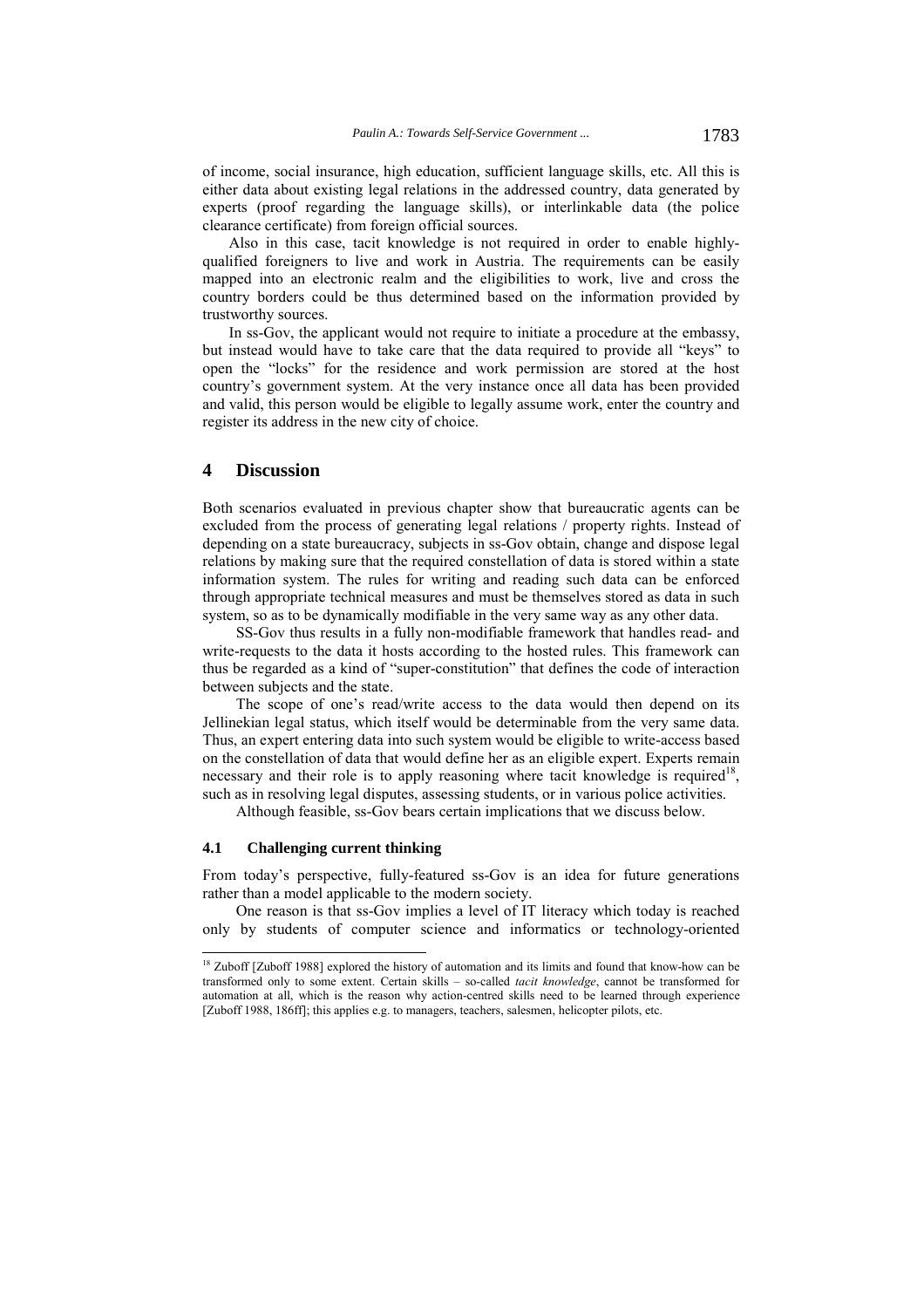of income, social insurance, high education, sufficient language skills, etc. All this is either data about existing legal relations in the addressed country, data generated by experts (proof regarding the language skills), or interlinkable data (the police clearance certificate) from foreign official sources.

Also in this case, tacit knowledge is not required in order to enable highly-qualified foreigners to live and work in Austria. The requirements can be easily mapped into an electronic realm and the eligibilities to work, live and cross the country borders could be thus determined based on the information provided by trustworthy sources.

In ss-Gov, the applicant would not require to initiate a procedure at the embassy, but instead would have to take care that the data required to provide all "keys" to open the "locks" for the residence and work permission are stored at the host country's government system. At the very instance once all data has been provided and valid, this person would be eligible to legally assume work, enter the country and register its address in the new city of choice.

## 4 Discussion

Both scenarios evaluated in previous chapter show that bureaucratic agents can be excluded from the process of generating legal relations / property rights. Instead of depending on a state bureaucracy, subjects in ss-Gov obtain, change and dispose legal relations by making sure that the required constellation of data is stored within a state information system. The rules for writing and reading such data can be enforced through appropriate technical measures and must be themselves stored as data in such system, so as to be dynamically modifiable in the very same way as any other data.

SS-Gov thus results in a fully non-modifiable framework that handles read- and write-requests to the data it hosts according to the hosted rules. This framework can thus be regarded as a kind of "super-constitution" that defines the code of interaction between subjects and the state.

The scope of one's read/write access to the data would then depend on its Jellinekian legal status, which itself would be determinable from the very same data. Thus, an expert entering data into such system would be eligible to write-access based on the constellation of data that would define her as an eligible expert. Experts remain necessary and their role is to apply reasoning where tacit knowledge is required[18], such as in resolving legal disputes, assessing students, or in various police activities.

Although feasible, ss-Gov bears certain implications that we discuss below.

### 4.1 Challenging current thinking

From today's perspective, fully-featured ss-Gov is an idea for future generations rather than a model applicable to the modern society.

One reason is that ss-Gov implies a level of IT literacy which today is reached only by students of computer science and informatics or technology-oriented

[18] Zuboff [Zuboff 1988] explored the history of automation and its limits and found that know-how can be transformed only to some extent. Certain skills – so-called *tacit knowledge*, cannot be transformed for automation at all, which is the reason why action-centred skills need to be learned through experience [Zuboff 1988, 186ff]; this applies e.g. to managers, teachers, salesmen, helicopter pilots, etc.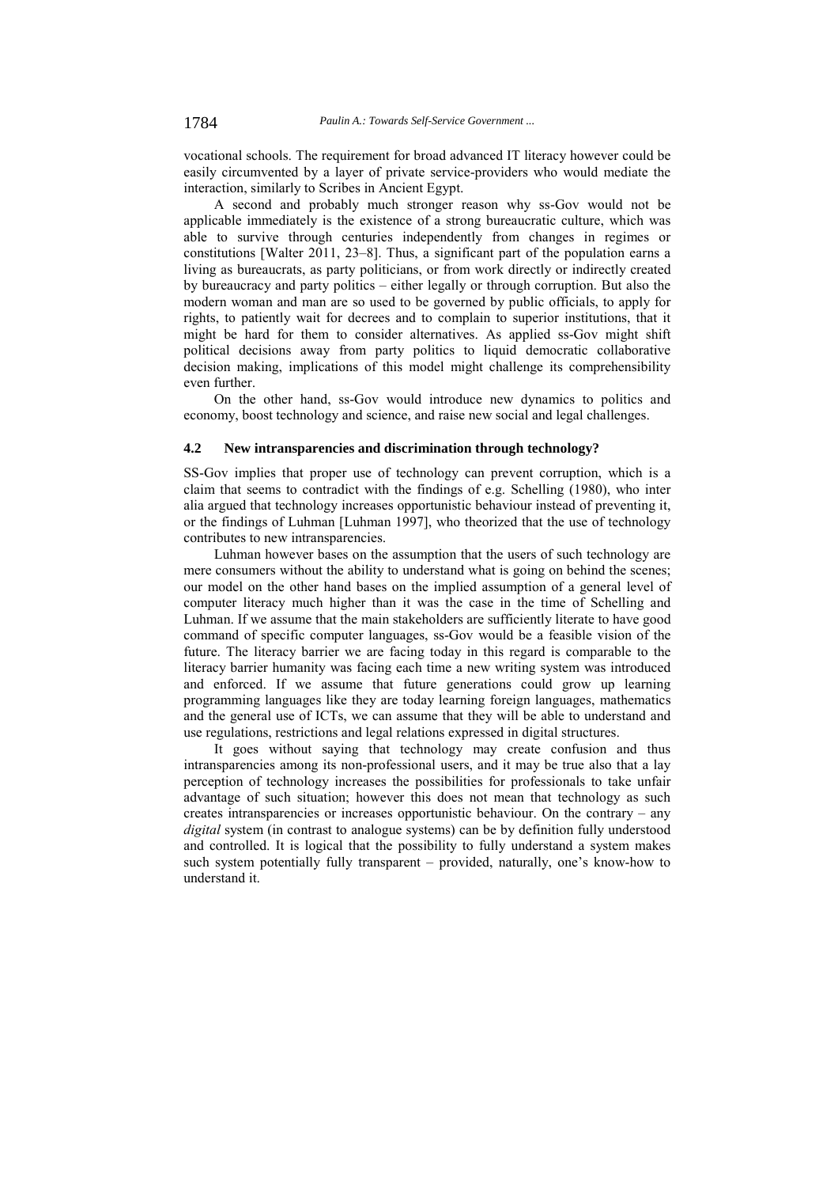vocational schools. The requirement for broad advanced IT literacy however could be easily circumvented by a layer of private service-providers who would mediate the interaction, similarly to Scribes in Ancient Egypt.

A second and probably much stronger reason why ss-Gov would not be applicable immediately is the existence of a strong bureaucratic culture, which was able to survive through centuries independently from changes in regimes or constitutions [Walter 2011, 23–8]. Thus, a significant part of the population earns a living as bureaucrats, as party politicians, or from work directly or indirectly created by bureaucracy and party politics – either legally or through corruption. But also the modern woman and man are so used to be governed by public officials, to apply for rights, to patiently wait for decrees and to complain to superior institutions, that it might be hard for them to consider alternatives. As applied ss-Gov might shift political decisions away from party politics to liquid democratic collaborative decision making, implications of this model might challenge its comprehensibility even further.

On the other hand, ss-Gov would introduce new dynamics to politics and economy, boost technology and science, and raise new social and legal challenges.

### 4.2 New intransparencies and discrimination through technology?

SS-Gov implies that proper use of technology can prevent corruption, which is a claim that seems to contradict with the findings of e.g. Schelling (1980), who inter alia argued that technology increases opportunistic behaviour instead of preventing it, or the findings of Luhman [Luhman 1997], who theorized that the use of technology contributes to new intransparencies.

Luhman however bases on the assumption that the users of such technology are mere consumers without the ability to understand what is going on behind the scenes; our model on the other hand bases on the implied assumption of a general level of computer literacy much higher than it was the case in the time of Schelling and Luhman. If we assume that the main stakeholders are sufficiently literate to have good command of specific computer languages, ss-Gov would be a feasible vision of the future. The literacy barrier we are facing today in this regard is comparable to the literacy barrier humanity was facing each time a new writing system was introduced and enforced. If we assume that future generations could grow up learning programming languages like they are today learning foreign languages, mathematics and the general use of ICTs, we can assume that they will be able to understand and use regulations, restrictions and legal relations expressed in digital structures.

It goes without saying that technology may create confusion and thus intransparencies among its non-professional users, and it may be true also that a lay perception of technology increases the possibilities for professionals to take unfair advantage of such situation; however this does not mean that technology as such creates intransparencies or increases opportunistic behaviour. On the contrary – any *digital* system (in contrast to analogue systems) can be by definition fully understood and controlled. It is logical that the possibility to fully understand a system makes such system potentially fully transparent – provided, naturally, one's know-how to understand it.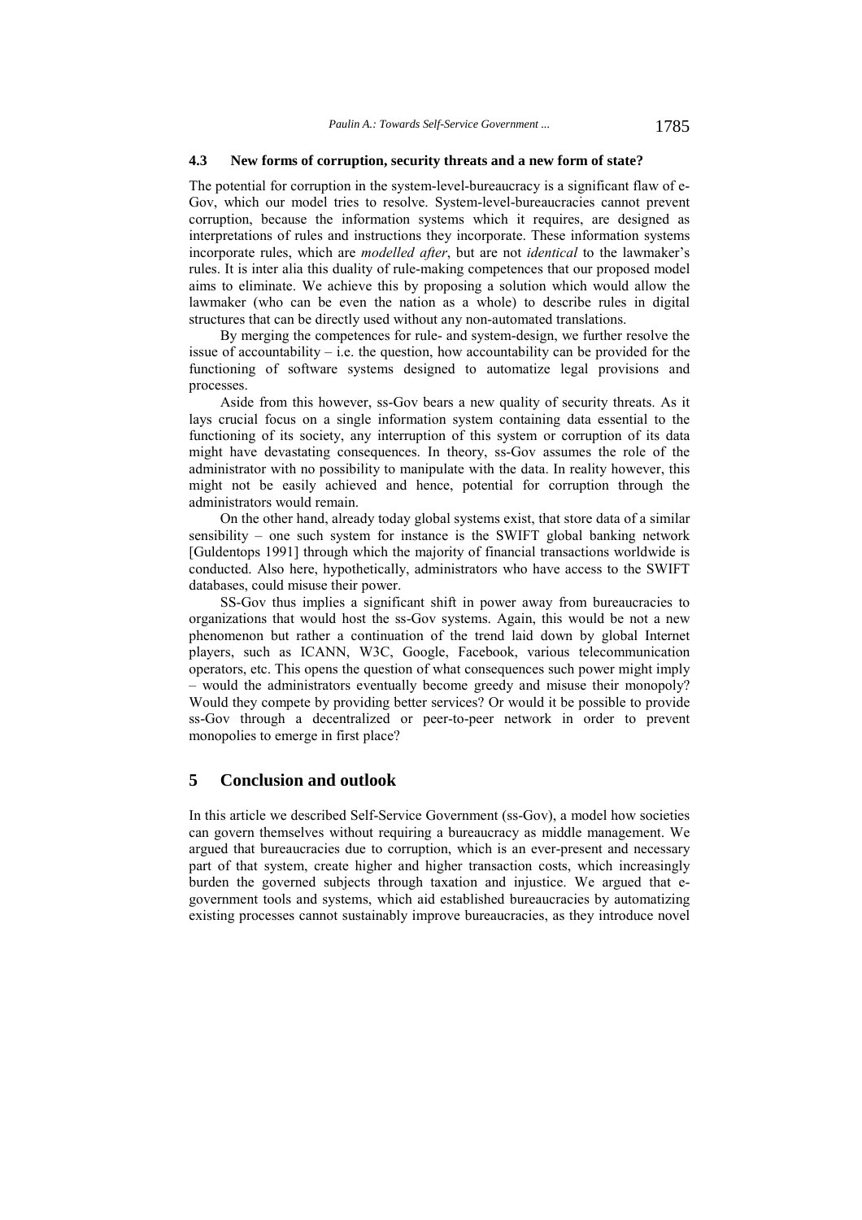### 4.3 New forms of corruption, security threats and a new form of state?

The potential for corruption in the system-level-bureaucracy is a significant flaw of e-Gov, which our model tries to resolve. System-level-bureaucracies cannot prevent corruption, because the information systems which it requires, are designed as interpretations of rules and instructions they incorporate. These information systems incorporate rules, which are *modelled after*, but are not *identical* to the lawmaker's rules. It is inter alia this duality of rule-making competences that our proposed model aims to eliminate. We achieve this by proposing a solution which would allow the lawmaker (who can be even the nation as a whole) to describe rules in digital structures that can be directly used without any non-automated translations.

By merging the competences for rule- and system-design, we further resolve the issue of accountability – i.e. the question, how accountability can be provided for the functioning of software systems designed to automatize legal provisions and processes.

Aside from this however, ss-Gov bears a new quality of security threats. As it lays crucial focus on a single information system containing data essential to the functioning of its society, any interruption of this system or corruption of its data might have devastating consequences. In theory, ss-Gov assumes the role of the administrator with no possibility to manipulate with the data. In reality however, this might not be easily achieved and hence, potential for corruption through the administrators would remain.

On the other hand, already today global systems exist, that store data of a similar sensibility – one such system for instance is the SWIFT global banking network [Guldentops 1991] through which the majority of financial transactions worldwide is conducted. Also here, hypothetically, administrators who have access to the SWIFT databases, could misuse their power.

SS-Gov thus implies a significant shift in power away from bureaucracies to organizations that would host the ss-Gov systems. Again, this would be not a new phenomenon but rather a continuation of the trend laid down by global Internet players, such as ICANN, W3C, Google, Facebook, various telecommunication operators, etc. This opens the question of what consequences such power might imply – would the administrators eventually become greedy and misuse their monopoly? Would they compete by providing better services? Or would it be possible to provide ss-Gov through a decentralized or peer-to-peer network in order to prevent monopolies to emerge in first place?

## 5 Conclusion and outlook

In this article we described Self-Service Government (ss-Gov), a model how societies can govern themselves without requiring a bureaucracy as middle management. We argued that bureaucracies due to corruption, which is an ever-present and necessary part of that system, create higher and higher transaction costs, which increasingly burden the governed subjects through taxation and injustice. We argued that e-government tools and systems, which aid established bureaucracies by automatizing existing processes cannot sustainably improve bureaucracies, as they introduce novel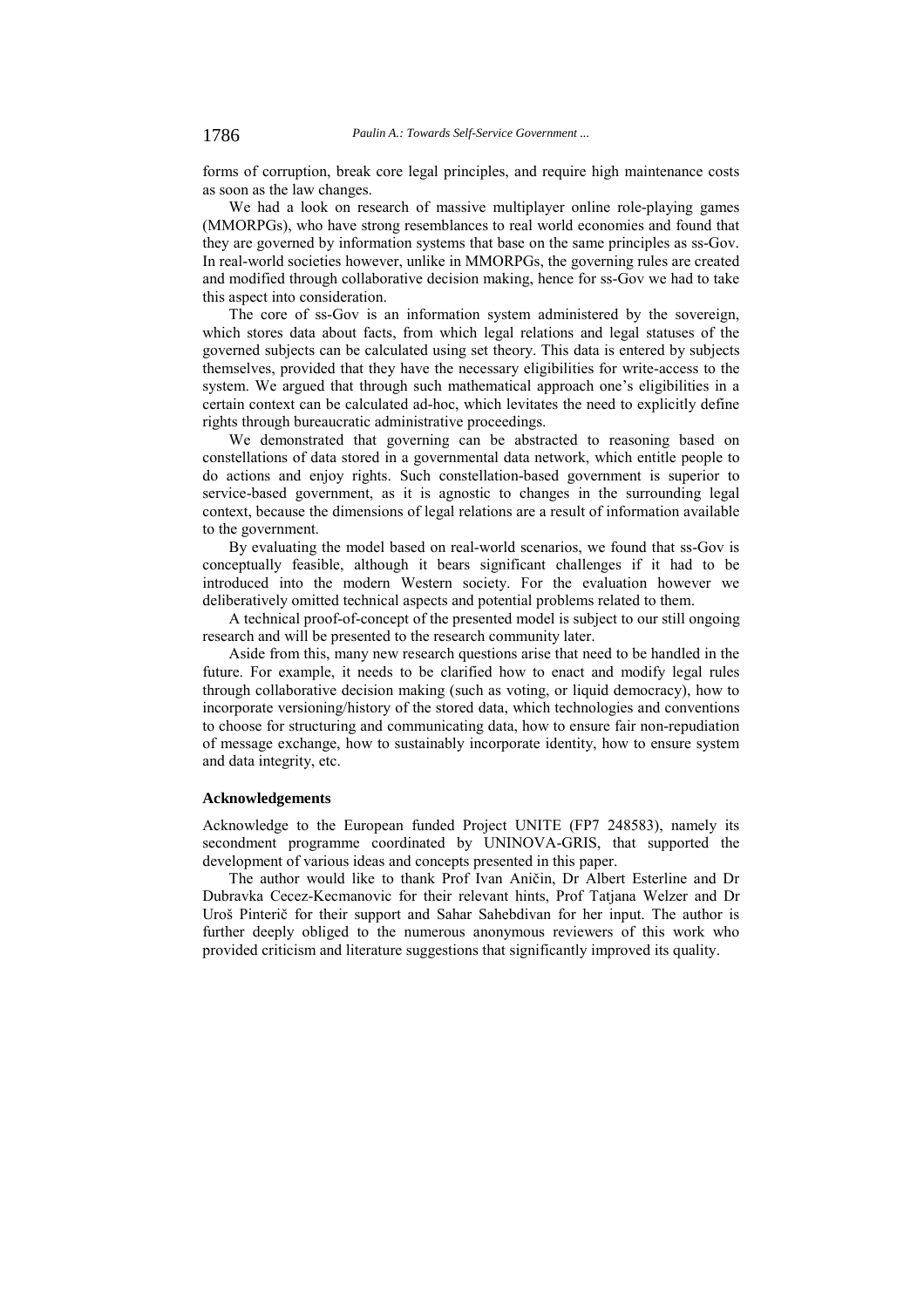forms of corruption, break core legal principles, and require high maintenance costs as soon as the law changes.

We had a look on research of massive multiplayer online role-playing games (MMORPGs), who have strong resemblances to real world economies and found that they are governed by information systems that base on the same principles as ss-Gov. In real-world societies however, unlike in MMORPGs, the governing rules are created and modified through collaborative decision making, hence for ss-Gov we had to take this aspect into consideration.

The core of ss-Gov is an information system administered by the sovereign, which stores data about facts, from which legal relations and legal statuses of the governed subjects can be calculated using set theory. This data is entered by subjects themselves, provided that they have the necessary eligibilities for write-access to the system. We argued that through such mathematical approach one's eligibilities in a certain context can be calculated ad-hoc, which levitates the need to explicitly define rights through bureaucratic administrative proceedings.

We demonstrated that governing can be abstracted to reasoning based on constellations of data stored in a governmental data network, which entitle people to do actions and enjoy rights. Such constellation-based government is superior to service-based government, as it is agnostic to changes in the surrounding legal context, because the dimensions of legal relations are a result of information available to the government.

By evaluating the model based on real-world scenarios, we found that ss-Gov is conceptually feasible, although it bears significant challenges if it had to be introduced into the modern Western society. For the evaluation however we deliberatively omitted technical aspects and potential problems related to them.

A technical proof-of-concept of the presented model is subject to our still ongoing research and will be presented to the research community later.

Aside from this, many new research questions arise that need to be handled in the future. For example, it needs to be clarified how to enact and modify legal rules through collaborative decision making (such as voting, or liquid democracy), how to incorporate versioning/history of the stored data, which technologies and conventions to choose for structuring and communicating data, how to ensure fair non-repudiation of message exchange, how to sustainably incorporate identity, how to ensure system and data integrity, etc.

### Acknowledgements

Acknowledge to the European funded Project UNITE (FP7 248583), namely its secondment programme coordinated by UNINOVA-GRIS, that supported the development of various ideas and concepts presented in this paper.

The author would like to thank Prof Ivan Aničin, Dr Albert Esterline and Dr Dubravka Cecez-Kecmanovic for their relevant hints, Prof Tatjana Welzer and Dr Uroš Pinterič for their support and Sahar Sahebdivan for her input. The author is further deeply obliged to the numerous anonymous reviewers of this work who provided criticism and literature suggestions that significantly improved its quality.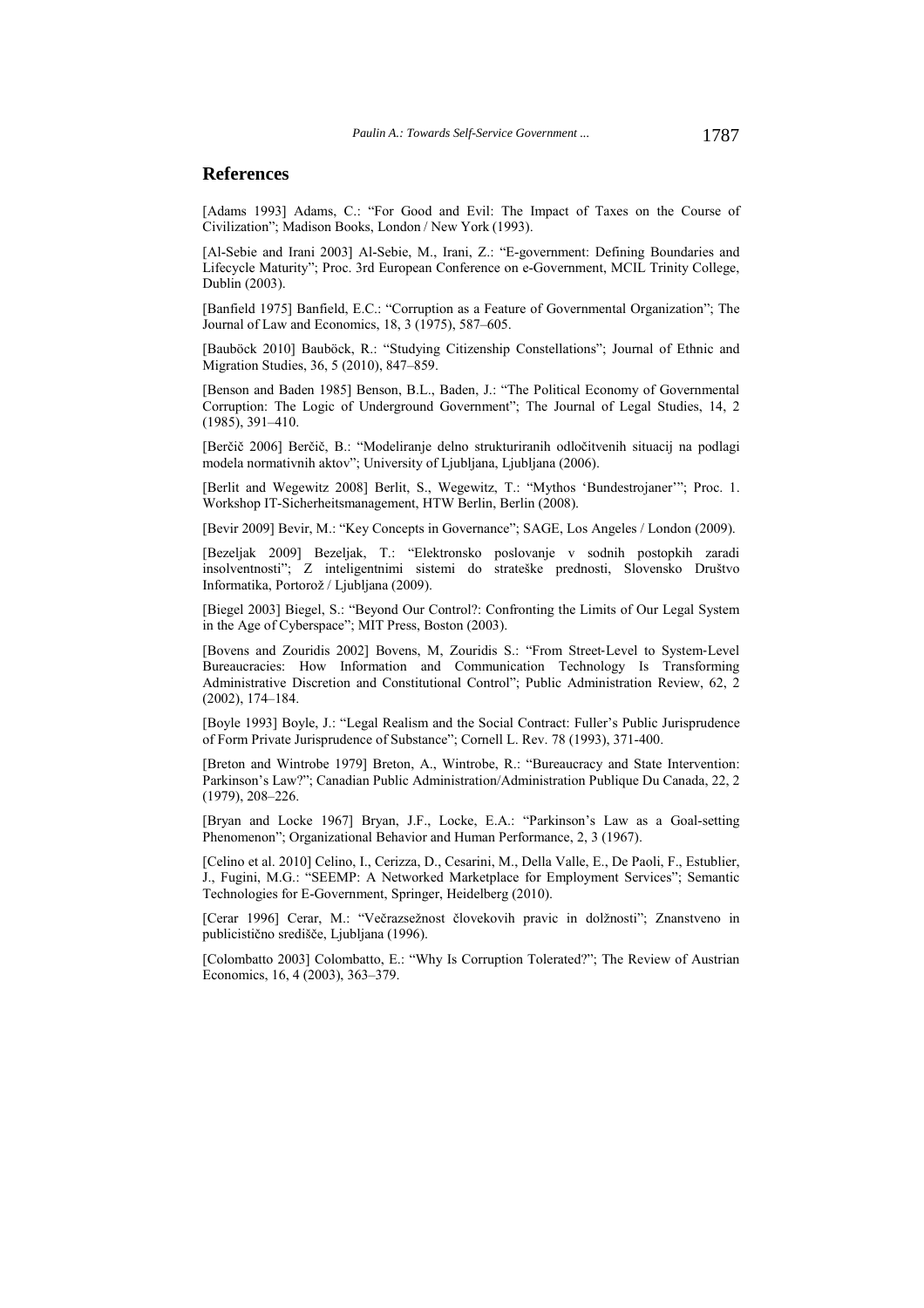## References

[Adams 1993] Adams, C.: "For Good and Evil: The Impact of Taxes on the Course of Civilization"; Madison Books, London / New York (1993).

[Al-Sebie and Irani 2003] Al-Sebie, M., Irani, Z.: "E-government: Defining Boundaries and Lifecycle Maturity"; Proc. 3rd European Conference on e-Government, MCIL Trinity College, Dublin (2003).

[Banfield 1975] Banfield, E.C.: "Corruption as a Feature of Governmental Organization"; The Journal of Law and Economics, 18, 3 (1975), 587–605.

[Bauböck 2010] Bauböck, R.: "Studying Citizenship Constellations"; Journal of Ethnic and Migration Studies, 36, 5 (2010), 847–859.

[Benson and Baden 1985] Benson, B.L., Baden, J.: "The Political Economy of Governmental Corruption: The Logic of Underground Government"; The Journal of Legal Studies, 14, 2 (1985), 391–410.

[Berčič 2006] Berčič, B.: "Modeliranje delno strukturiranih odločitvenih situacij na podlagi modela normativnih aktov"; University of Ljubljana, Ljubljana (2006).

[Berlit and Wegewitz 2008] Berlit, S., Wegewitz, T.: "Mythos 'Bundestrojaner'"; Proc. 1. Workshop IT-Sicherheitsmanagement, HTW Berlin, Berlin (2008).

[Bevir 2009] Bevir, M.: "Key Concepts in Governance"; SAGE, Los Angeles / London (2009).

[Bezeljak 2009] Bezeljak, T.: "Elektronsko poslovanje v sodnih postopkih zaradi insolventnosti"; Z inteligentnimi sistemi do strateške prednosti, Slovensko Društvo Informatika, Portorož / Ljubljana (2009).

[Biegel 2003] Biegel, S.: "Beyond Our Control?: Confronting the Limits of Our Legal System in the Age of Cyberspace"; MIT Press, Boston (2003).

[Bovens and Zouridis 2002] Bovens, M, Zouridis S.: "From Street-Level to System-Level Bureaucracies: How Information and Communication Technology Is Transforming Administrative Discretion and Constitutional Control"; Public Administration Review, 62, 2 (2002), 174–184.

[Boyle 1993] Boyle, J.: "Legal Realism and the Social Contract: Fuller's Public Jurisprudence of Form Private Jurisprudence of Substance"; Cornell L. Rev. 78 (1993), 371-400.

[Breton and Wintrobe 1979] Breton, A., Wintrobe, R.: "Bureaucracy and State Intervention: Parkinson's Law?"; Canadian Public Administration/Administration Publique Du Canada, 22, 2 (1979), 208–226.

[Bryan and Locke 1967] Bryan, J.F., Locke, E.A.: "Parkinson's Law as a Goal-setting Phenomenon"; Organizational Behavior and Human Performance, 2, 3 (1967).

[Celino et al. 2010] Celino, I., Cerizza, D., Cesarini, M., Della Valle, E., De Paoli, F., Estublier, J., Fugini, M.G.: "SEEMP: A Networked Marketplace for Employment Services"; Semantic Technologies for E-Government, Springer, Heidelberg (2010).

[Cerar 1996] Cerar, M.: "Večrazsežnost človekovih pravic in dolžnosti"; Znanstveno in publicistično središče, Ljubljana (1996).

[Colombatto 2003] Colombatto, E.: "Why Is Corruption Tolerated?"; The Review of Austrian Economics, 16, 4 (2003), 363–379.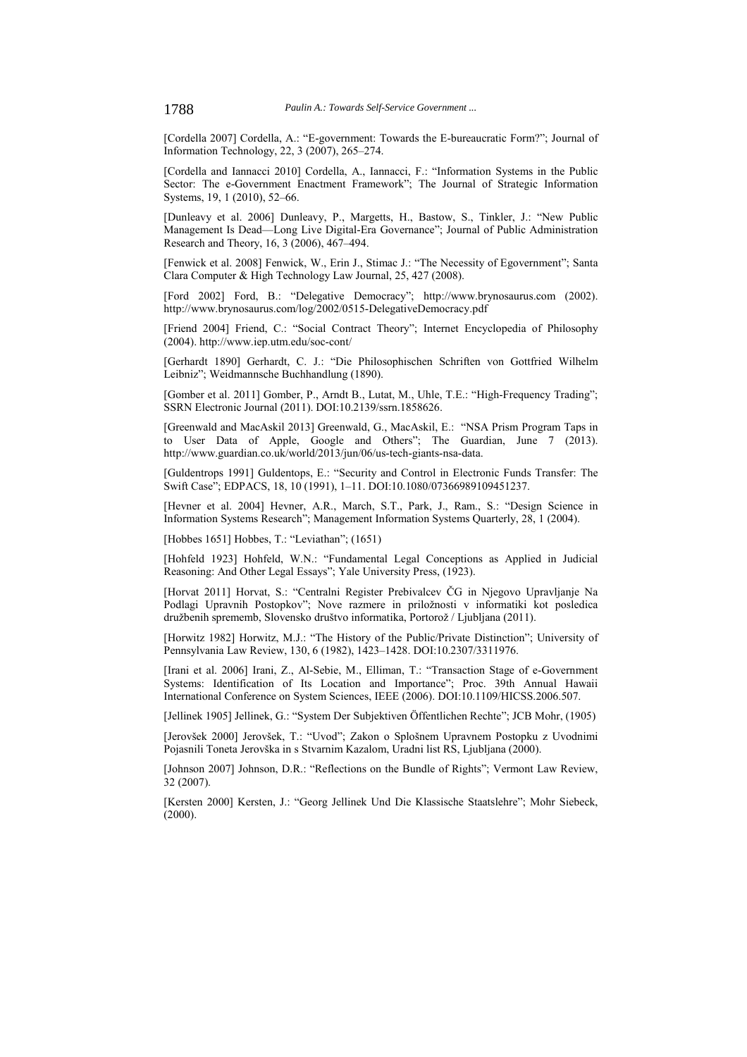[Cordella 2007] Cordella, A.: "E-government: Towards the E-bureaucratic Form?"; Journal of Information Technology, 22, 3 (2007), 265–274.

[Cordella and Iannacci 2010] Cordella, A., Iannacci, F.: "Information Systems in the Public Sector: The e-Government Enactment Framework"; The Journal of Strategic Information Systems, 19, 1 (2010), 52–66.

[Dunleavy et al. 2006] Dunleavy, P., Margetts, H., Bastow, S., Tinkler, J.: "New Public Management Is Dead—Long Live Digital-Era Governance"; Journal of Public Administration Research and Theory, 16, 3 (2006), 467–494.

[Fenwick et al. 2008] Fenwick, W., Erin J., Stimac J.: "The Necessity of Egovernment"; Santa Clara Computer & High Technology Law Journal, 25, 427 (2008).

[Ford 2002] Ford, B.: "Delegative Democracy"; http://www.brynosaurus.com (2002). http://www.brynosaurus.com/log/2002/0515-DelegativeDemocracy.pdf

[Friend 2004] Friend, C.: "Social Contract Theory"; Internet Encyclopedia of Philosophy (2004). http://www.iep.utm.edu/soc-cont/

[Gerhardt 1890] Gerhardt, C. J.: "Die Philosophischen Schriften von Gottfried Wilhelm Leibniz"; Weidmannsche Buchhandlung (1890).

[Gomber et al. 2011] Gomber, P., Arndt B., Lutat, M., Uhle, T.E.: "High-Frequency Trading"; SSRN Electronic Journal (2011). DOI:10.2139/ssrn.1858626.

[Greenwald and MacAskil 2013] Greenwald, G., MacAskil, E.: "NSA Prism Program Taps in to User Data of Apple, Google and Others"; The Guardian, June 7 (2013). http://www.guardian.co.uk/world/2013/jun/06/us-tech-giants-nsa-data.

[Guldentrops 1991] Guldentops, E.: "Security and Control in Electronic Funds Transfer: The Swift Case"; EDPACS, 18, 10 (1991), 1–11. DOI:10.1080/07366989109451237.

[Hevner et al. 2004] Hevner, A.R., March, S.T., Park, J., Ram., S.: "Design Science in Information Systems Research"; Management Information Systems Quarterly, 28, 1 (2004).

[Hobbes 1651] Hobbes, T.: "Leviathan"; (1651)

[Hohfeld 1923] Hohfeld, W.N.: "Fundamental Legal Conceptions as Applied in Judicial Reasoning: And Other Legal Essays"; Yale University Press, (1923).

[Horvat 2011] Horvat, S.: "Centralni Register Prebivalcev ČG in Njegovo Upravljanje Na Podlagi Upravnih Postopkov"; Nove razmere in priložnosti v informatiki kot posledica družbenih sprememb, Slovensko društvo informatika, Portorož / Ljubljana (2011).

[Horwitz 1982] Horwitz, M.J.: "The History of the Public/Private Distinction"; University of Pennsylvania Law Review, 130, 6 (1982), 1423–1428. DOI:10.2307/3311976.

[Irani et al. 2006] Irani, Z., Al-Sebie, M., Elliman, T.: "Transaction Stage of e-Government Systems: Identification of Its Location and Importance"; Proc. 39th Annual Hawaii International Conference on System Sciences, IEEE (2006). DOI:10.1109/HICSS.2006.507.

[Jellinek 1905] Jellinek, G.: "System Der Subjektiven Öffentlichen Rechte"; JCB Mohr, (1905)

[Jerovšek 2000] Jerovšek, T.: "Uvod"; Zakon o Splošnem Upravnem Postopku z Uvodnimi Pojasnili Toneta Jerovška in s Stvarnim Kazalom, Uradni list RS, Ljubljana (2000).

[Johnson 2007] Johnson, D.R.: "Reflections on the Bundle of Rights"; Vermont Law Review, 32 (2007).

[Kersten 2000] Kersten, J.: "Georg Jellinek Und Die Klassische Staatslehre"; Mohr Siebeck, (2000).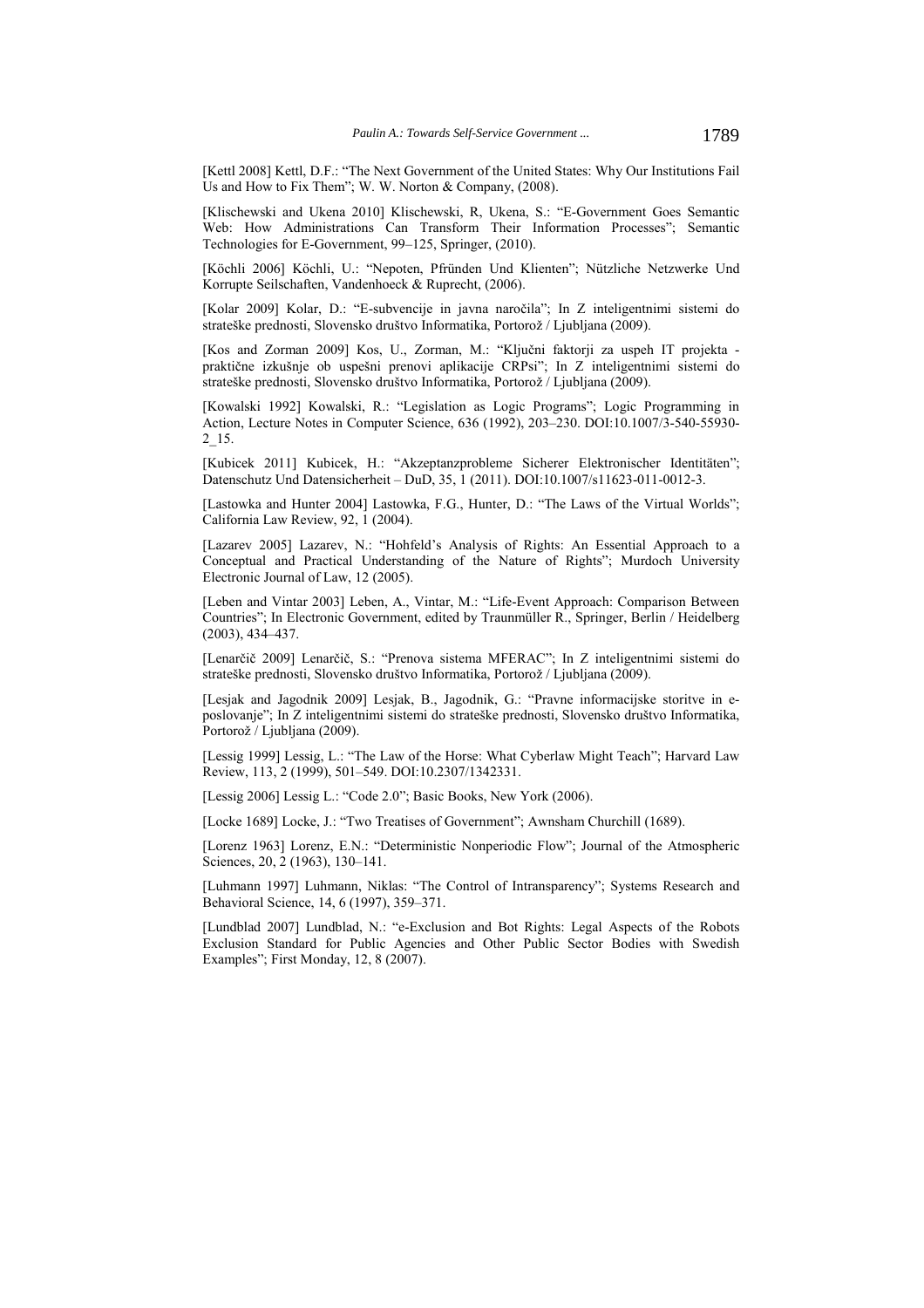[Kettl 2008] Kettl, D.F.: "The Next Government of the United States: Why Our Institutions Fail Us and How to Fix Them"; W. W. Norton & Company, (2008).

[Klischewski and Ukena 2010] Klischewski, R, Ukena, S.: "E-Government Goes Semantic Web: How Administrations Can Transform Their Information Processes"; Semantic Technologies for E-Government, 99–125, Springer, (2010).

[Köchli 2006] Köchli, U.: "Nepoten, Pfründen Und Klienten"; Nützliche Netzwerke Und Korrupte Seilschaften, Vandenhoeck & Ruprecht, (2006).

[Kolar 2009] Kolar, D.: "E-subvencije in javna naročila"; In Z inteligentnimi sistemi do strateške prednosti, Slovensko društvo Informatika, Portorož / Ljubljana (2009).

[Kos and Zorman 2009] Kos, U., Zorman, M.: "Ključni faktorji za uspeh IT projekta - praktične izkušnje ob uspešni prenovi aplikacije CRPsi"; In Z inteligentnimi sistemi do strateške prednosti, Slovensko društvo Informatika, Portorož / Ljubljana (2009).

[Kowalski 1992] Kowalski, R.: "Legislation as Logic Programs"; Logic Programming in Action, Lecture Notes in Computer Science, 636 (1992), 203–230. DOI:10.1007/3-540-55930-2_15.

[Kubicek 2011] Kubicek, H.: "Akzeptanzprobleme Sicherer Elektronischer Identitäten"; Datenschutz Und Datensicherheit – DuD, 35, 1 (2011). DOI:10.1007/s11623-011-0012-3.

[Lastowka and Hunter 2004] Lastowka, F.G., Hunter, D.: "The Laws of the Virtual Worlds"; California Law Review, 92, 1 (2004).

[Lazarev 2005] Lazarev, N.: "Hohfeld's Analysis of Rights: An Essential Approach to a Conceptual and Practical Understanding of the Nature of Rights"; Murdoch University Electronic Journal of Law, 12 (2005).

[Leben and Vintar 2003] Leben, A., Vintar, M.: "Life-Event Approach: Comparison Between Countries"; In Electronic Government, edited by Traunmüller R., Springer, Berlin / Heidelberg (2003), 434–437.

[Lenarčič 2009] Lenarčič, S.: "Prenova sistema MFERAC"; In Z inteligentnimi sistemi do strateške prednosti, Slovensko društvo Informatika, Portorož / Ljubljana (2009).

[Lesjak and Jagodnik 2009] Lesjak, B., Jagodnik, G.: "Pravne informacijske storitve in e-poslovanje"; In Z inteligentnimi sistemi do strateške prednosti, Slovensko društvo Informatika, Portorož / Ljubljana (2009).

[Lessig 1999] Lessig, L.: "The Law of the Horse: What Cyberlaw Might Teach"; Harvard Law Review, 113, 2 (1999), 501–549. DOI:10.2307/1342331.

[Lessig 2006] Lessig L.: "Code 2.0"; Basic Books, New York (2006).

[Locke 1689] Locke, J.: "Two Treatises of Government"; Awnsham Churchill (1689).

[Lorenz 1963] Lorenz, E.N.: "Deterministic Nonperiodic Flow"; Journal of the Atmospheric Sciences, 20, 2 (1963), 130–141.

[Luhmann 1997] Luhmann, Niklas: "The Control of Intransparency"; Systems Research and Behavioral Science, 14, 6 (1997), 359–371.

[Lundblad 2007] Lundblad, N.: "e-Exclusion and Bot Rights: Legal Aspects of the Robots Exclusion Standard for Public Agencies and Other Public Sector Bodies with Swedish Examples"; First Monday, 12, 8 (2007).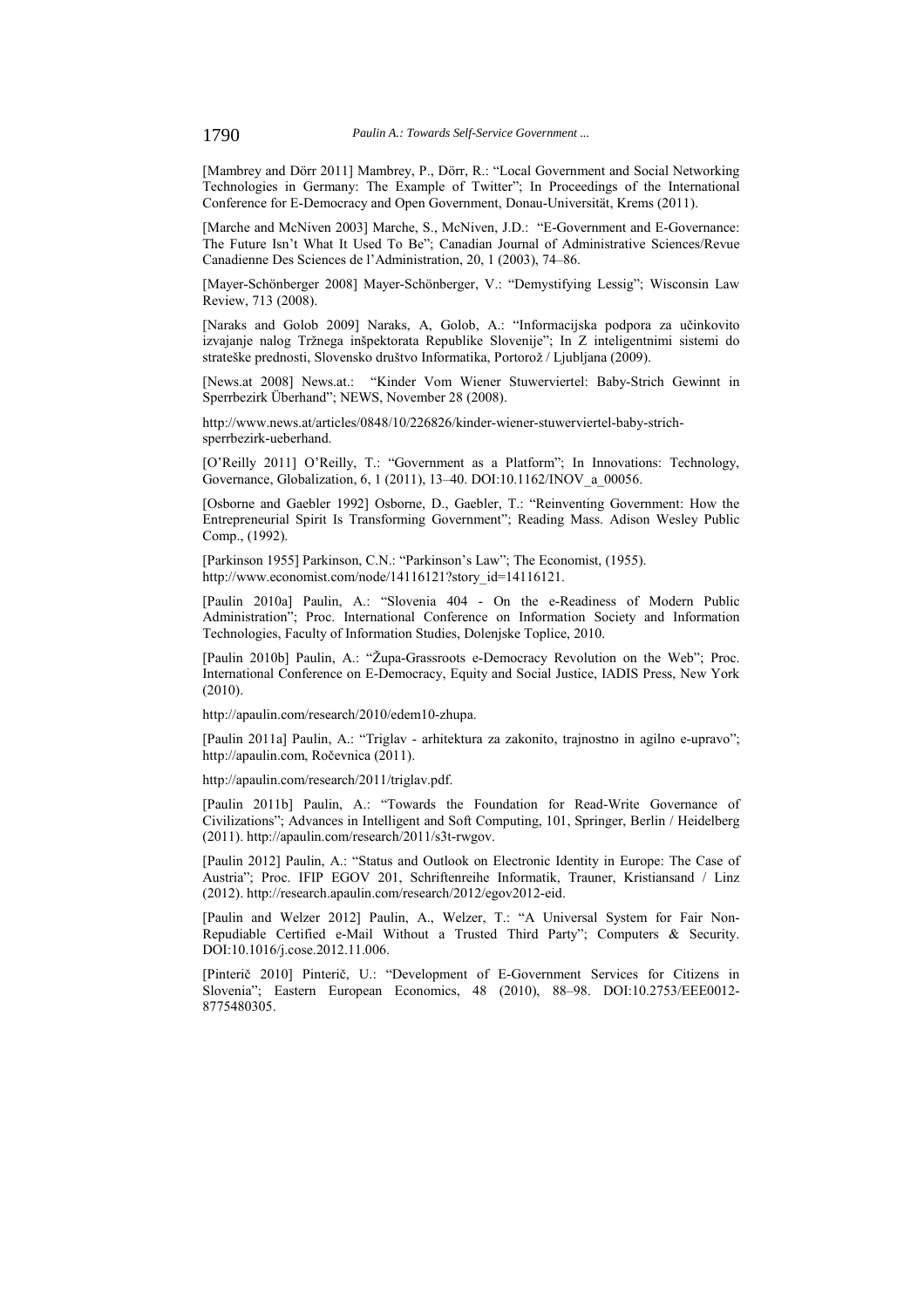[Mambrey and Dörr 2011] Mambrey, P., Dörr, R.: "Local Government and Social Networking Technologies in Germany: The Example of Twitter"; In Proceedings of the International Conference for E-Democracy and Open Government, Donau-Universität, Krems (2011).

[Marche and McNiven 2003] Marche, S., McNiven, J.D.: "E-Government and E-Governance: The Future Isn't What It Used To Be"; Canadian Journal of Administrative Sciences/Revue Canadienne Des Sciences de l'Administration, 20, 1 (2003), 74–86.

[Mayer-Schönberger 2008] Mayer-Schönberger, V.: "Demystifying Lessig"; Wisconsin Law Review, 713 (2008).

[Naraks and Golob 2009] Naraks, A, Golob, A.: "Informacijska podpora za učinkovito izvajanje nalog Tržnega inšpektorata Republike Slovenije"; In Z inteligentnimi sistemi do strateške prednosti, Slovensko društvo Informatika, Portorož / Ljubljana (2009).

[News.at 2008] News.at.: "Kinder Vom Wiener Stuwerviertel: Baby-Strich Gewinnt in Sperrbezirk Überhand"; NEWS, November 28 (2008).

http://www.news.at/articles/0848/10/226826/kinder-wiener-stuwerviertel-baby-strich-sperrbezirk-ueberhand.

[O'Reilly 2011] O'Reilly, T.: "Government as a Platform"; In Innovations: Technology, Governance, Globalization, 6, 1 (2011), 13–40. DOI:10.1162/INOV_a_00056.

[Osborne and Gaebler 1992] Osborne, D., Gaebler, T.: "Reinventing Government: How the Entrepreneurial Spirit Is Transforming Government"; Reading Mass. Adison Wesley Public Comp., (1992).

[Parkinson 1955] Parkinson, C.N.: "Parkinson's Law"; The Economist, (1955). http://www.economist.com/node/14116121?story_id=14116121.

[Paulin 2010a] Paulin, A.: "Slovenia 404 - On the e-Readiness of Modern Public Administration"; Proc. International Conference on Information Society and Information Technologies, Faculty of Information Studies, Dolenjske Toplice, 2010.

[Paulin 2010b] Paulin, A.: "Župa-Grassroots e-Democracy Revolution on the Web"; Proc. International Conference on E-Democracy, Equity and Social Justice, IADIS Press, New York (2010).

http://apaulin.com/research/2010/edem10-zhupa.

[Paulin 2011a] Paulin, A.: "Triglav - arhitektura za zakonito, trajnostno in agilno e-upravo"; http://apaulin.com, Ročevnica (2011).

http://apaulin.com/research/2011/triglav.pdf.

[Paulin 2011b] Paulin, A.: "Towards the Foundation for Read-Write Governance of Civilizations"; Advances in Intelligent and Soft Computing, 101, Springer, Berlin / Heidelberg (2011). http://apaulin.com/research/2011/s3t-rwgov.

[Paulin 2012] Paulin, A.: "Status and Outlook on Electronic Identity in Europe: The Case of Austria"; Proc. IFIP EGOV 201, Schriftenreihe Informatik, Trauner, Kristiansand / Linz (2012). http://research.apaulin.com/research/2012/egov2012-eid.

[Paulin and Welzer 2012] Paulin, A., Welzer, T.: "A Universal System for Fair Non-Repudiable Certified e-Mail Without a Trusted Third Party"; Computers & Security. DOI:10.1016/j.cose.2012.11.006.

[Pinterič 2010] Pinterič, U.: "Development of E-Government Services for Citizens in Slovenia"; Eastern European Economics, 48 (2010), 88–98. DOI:10.2753/EEE0012-8775480305.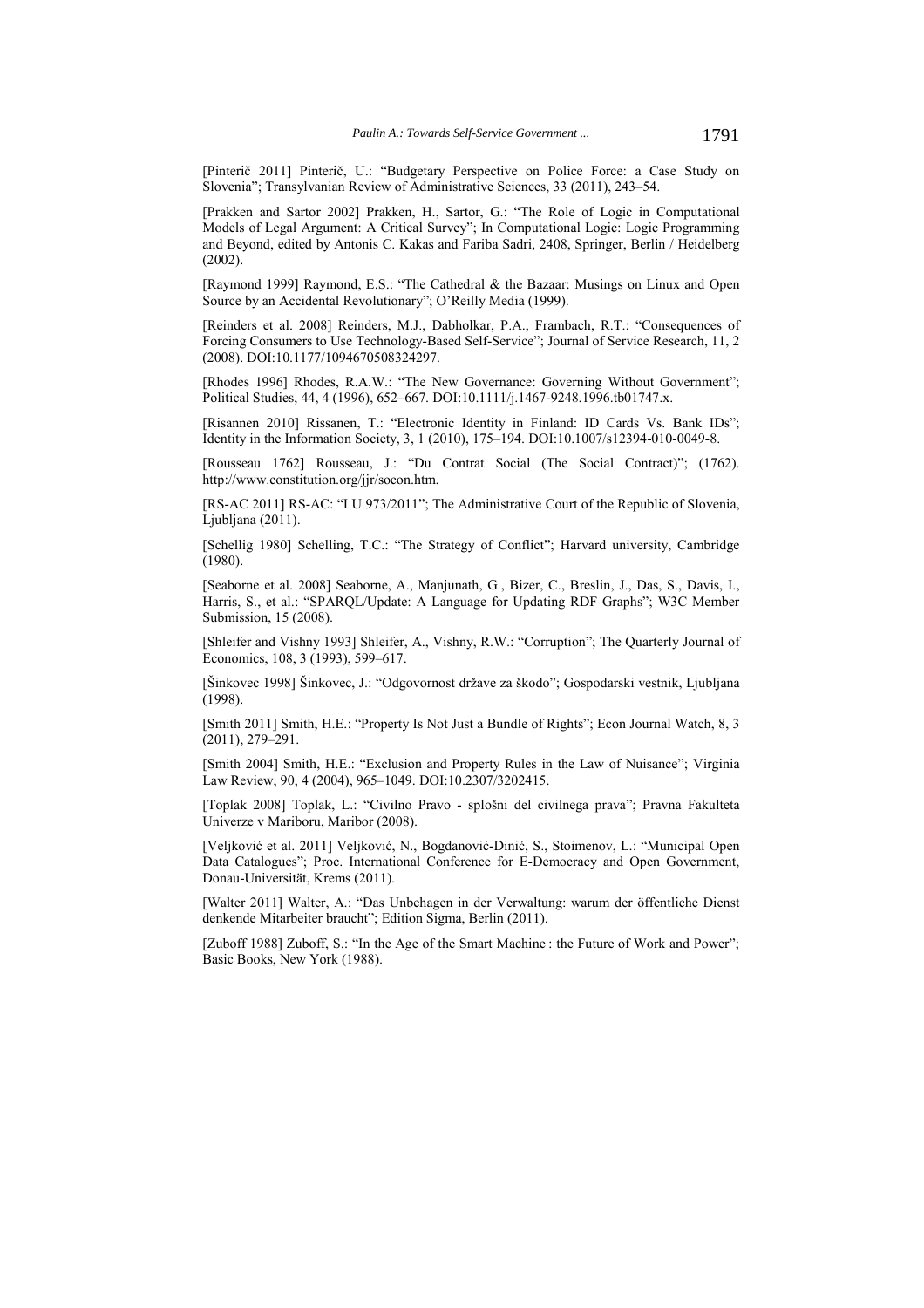[Pinterič 2011] Pinterič, U.: "Budgetary Perspective on Police Force: a Case Study on Slovenia"; Transylvanian Review of Administrative Sciences, 33 (2011), 243–54.

[Prakken and Sartor 2002] Prakken, H., Sartor, G.: "The Role of Logic in Computational Models of Legal Argument: A Critical Survey"; In Computational Logic: Logic Programming and Beyond, edited by Antonis C. Kakas and Fariba Sadri, 2408, Springer, Berlin / Heidelberg (2002).

[Raymond 1999] Raymond, E.S.: "The Cathedral & the Bazaar: Musings on Linux and Open Source by an Accidental Revolutionary"; O'Reilly Media (1999).

[Reinders et al. 2008] Reinders, M.J., Dabholkar, P.A., Frambach, R.T.: "Consequences of Forcing Consumers to Use Technology-Based Self-Service"; Journal of Service Research, 11, 2 (2008). DOI:10.1177/1094670508324297.

[Rhodes 1996] Rhodes, R.A.W.: "The New Governance: Governing Without Government"; Political Studies, 44, 4 (1996), 652–667. DOI:10.1111/j.1467-9248.1996.tb01747.x.

[Risannen 2010] Rissanen, T.: "Electronic Identity in Finland: ID Cards Vs. Bank IDs"; Identity in the Information Society, 3, 1 (2010), 175–194. DOI:10.1007/s12394-010-0049-8.

[Rousseau 1762] Rousseau, J.: "Du Contrat Social (The Social Contract)"; (1762). http://www.constitution.org/jjr/socon.htm.

[RS-AC 2011] RS-AC: "I U 973/2011"; The Administrative Court of the Republic of Slovenia, Ljubljana (2011).

[Schellig 1980] Schelling, T.C.: "The Strategy of Conflict"; Harvard university, Cambridge (1980).

[Seaborne et al. 2008] Seaborne, A., Manjunath, G., Bizer, C., Breslin, J., Das, S., Davis, I., Harris, S., et al.: "SPARQL/Update: A Language for Updating RDF Graphs"; W3C Member Submission, 15 (2008).

[Shleifer and Vishny 1993] Shleifer, A., Vishny, R.W.: "Corruption"; The Quarterly Journal of Economics, 108, 3 (1993), 599–617.

[Šinkovec 1998] Šinkovec, J.: "Odgovornost države za škodo"; Gospodarski vestnik, Ljubljana (1998).

[Smith 2011] Smith, H.E.: "Property Is Not Just a Bundle of Rights"; Econ Journal Watch, 8, 3 (2011), 279–291.

[Smith 2004] Smith, H.E.: "Exclusion and Property Rules in the Law of Nuisance"; Virginia Law Review, 90, 4 (2004), 965–1049. DOI:10.2307/3202415.

[Toplak 2008] Toplak, L.: "Civilno Pravo - splošni del civilnega prava"; Pravna Fakulteta Univerze v Mariboru, Maribor (2008).

[Veljković et al. 2011] Veljković, N., Bogdanović-Dinić, S., Stoimenov, L.: "Municipal Open Data Catalogues"; Proc. International Conference for E-Democracy and Open Government, Donau-Universität, Krems (2011).

[Walter 2011] Walter, A.: "Das Unbehagen in der Verwaltung: warum der öffentliche Dienst denkende Mitarbeiter braucht"; Edition Sigma, Berlin (2011).

[Zuboff 1988] Zuboff, S.: "In the Age of the Smart Machine : the Future of Work and Power"; Basic Books, New York (1988).